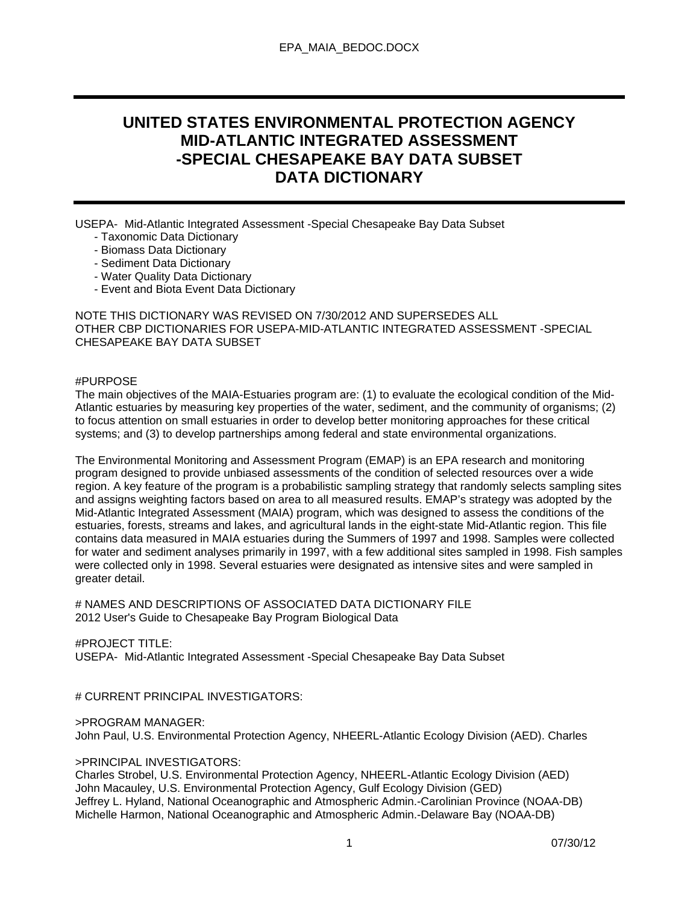# UNITED STATES ENVIRONMENTAL PROTECTION AGENCY MID-ATLANTIC INTEGRATED ASSESSMENT -SPECIAL CHESAPEAKE BAY DATA SUBSET DATA DICTIONARY

USEPA- Mid-Atlantic Integrated Assessment -Special Chesapeake Bay Data Subset

- Taxonomic Data Dictionary
- Biomass Data Dictionary
- Sediment Data Dictionary
- Water Quality Data Dictionary
- Event and Biota Event Data Dictionary

NOTE THIS DICTIONARY WAS REVISED ON 7/30/2012 AND SUPERSEDES ALL OTHER CBP DICTIONARIES FOR USEPA-MID-ATLANTIC INTEGRATED ASSESSMENT -SPECIAL CHESAPEAKE BAY DATA SUBSET

#PURPOSE

The main objectives of the MAIA-Estuaries program are: (1) to evaluate the ecological condition of the Mid-Atlantic estuaries by measuring key properties of the water, sediment, and the community of organisms; (2) to focus attention on small estuaries in order to develop better monitoring approaches for these critical systems; and (3) to develop partnerships among federal and state environmental organizations.

The Environmental Monitoring and Assessment Program (EMAP) is an EPA research and monitoring program designed to provide unbiased assessments of the condition of selected resources over a wide region. A key feature of the program is a probabilistic sampling strategy that randomly selects sampling sites and assigns weighting factors based on area to all measured results. EMAP's strategy was adopted by the Mid-Atlantic Integrated Assessment (MAIA) program, which was designed to assess the conditions of the estuaries, forests, streams and lakes, and agricultural lands in the eight-state Mid-Atlantic region. This file contains data measured in MAIA estuaries during the Summers of 1997 and 1998. Samples were collected for water and sediment analyses primarily in 1997, with a few additional sites sampled in 1998. Fish samples were collected only in 1998. Several estuaries were designated as intensive sites and were sampled in greater detail.

# NAMES AND DESCRIPTIONS OF ASSOCIATED DATA DICTIONARY FILE

2012 User's Guide to Chesapeake Bay Program Biological Data

#PROJECT TITLE:

USEPA- Mid-Atlantic Integrated Assessment -Special Chesapeake Bay Data Subset

# CURRENT PRINCIPAL INVESTIGATORS:

>PROGRAM MANAGER:

John Paul, U.S. Environmental Protection Agency, NHEERL-Atlantic Ecology Division (AED). Charles

>PRINCIPAL INVESTIGATORS:

Charles Strobel, U.S. Environmental Protection Agency, NHEERL-Atlantic Ecology Division (AED)
John Macauley, U.S. Environmental Protection Agency, Gulf Ecology Division (GED)
Jeffrey L. Hyland, National Oceanographic and Atmospheric Admin.-Carolinian Province (NOAA-DB)
Michelle Harmon, National Oceanographic and Atmospheric Admin.-Delaware Bay (NOAA-DB)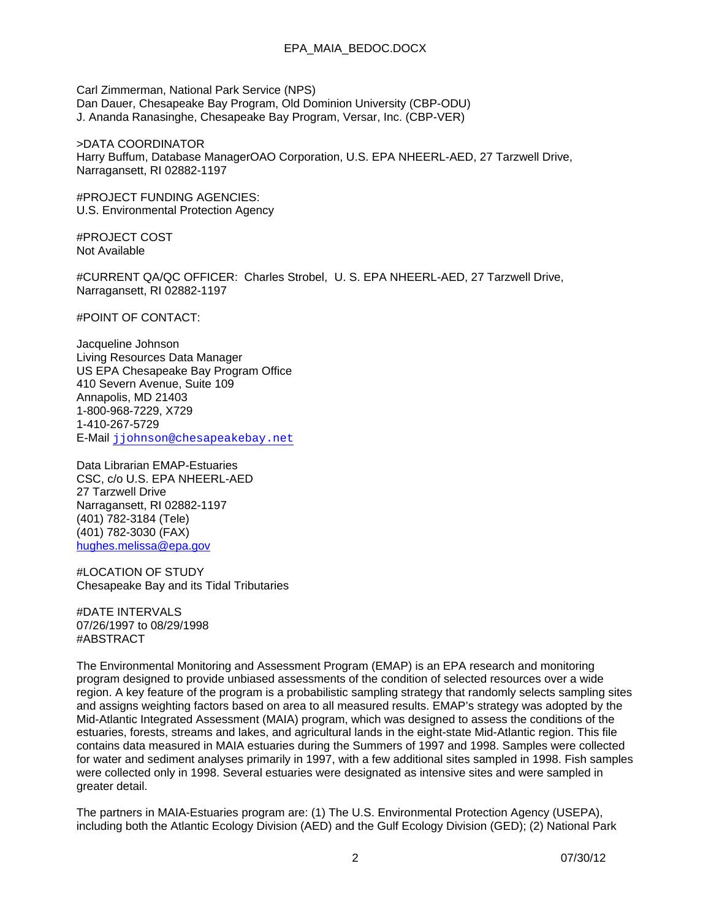Carl Zimmerman, National Park Service (NPS)
Dan Dauer, Chesapeake Bay Program, Old Dominion University (CBP-ODU)
J. Ananda Ranasinghe, Chesapeake Bay Program, Versar, Inc. (CBP-VER)

>DATA COORDINATOR
Harry Buffum, Database ManagerOAO Corporation, U.S. EPA NHEERL-AED, 27 Tarzwell Drive, Narragansett, RI 02882-1197

#PROJECT FUNDING AGENCIES:
U.S. Environmental Protection Agency

#PROJECT COST
Not Available

#CURRENT QA/QC OFFICER: Charles Strobel, U. S. EPA NHEERL-AED, 27 Tarzwell Drive, Narragansett, RI 02882-1197

#POINT OF CONTACT:

Jacqueline Johnson
Living Resources Data Manager
US EPA Chesapeake Bay Program Office
410 Severn Avenue, Suite 109
Annapolis, MD 21403
1-800-968-7229, X729
1-410-267-5729
E-Mail jjohnson@chesapeakebay.net

Data Librarian EMAP-Estuaries
CSC, c/o U.S. EPA NHEERL-AED
27 Tarzwell Drive
Narragansett, RI 02882-1197
(401) 782-3184 (Tele)
(401) 782-3030 (FAX)
hughes.melissa@epa.gov

#LOCATION OF STUDY
Chesapeake Bay and its Tidal Tributaries

#DATE INTERVALS
07/26/1997 to 08/29/1998
#ABSTRACT

The Environmental Monitoring and Assessment Program (EMAP) is an EPA research and monitoring program designed to provide unbiased assessments of the condition of selected resources over a wide region. A key feature of the program is a probabilistic sampling strategy that randomly selects sampling sites and assigns weighting factors based on area to all measured results. EMAP's strategy was adopted by the Mid-Atlantic Integrated Assessment (MAIA) program, which was designed to assess the conditions of the estuaries, forests, streams and lakes, and agricultural lands in the eight-state Mid-Atlantic region. This file contains data measured in MAIA estuaries during the Summers of 1997 and 1998. Samples were collected for water and sediment analyses primarily in 1997, with a few additional sites sampled in 1998. Fish samples were collected only in 1998. Several estuaries were designated as intensive sites and were sampled in greater detail.

The partners in MAIA-Estuaries program are: (1) The U.S. Environmental Protection Agency (USEPA), including both the Atlantic Ecology Division (AED) and the Gulf Ecology Division (GED); (2) National Park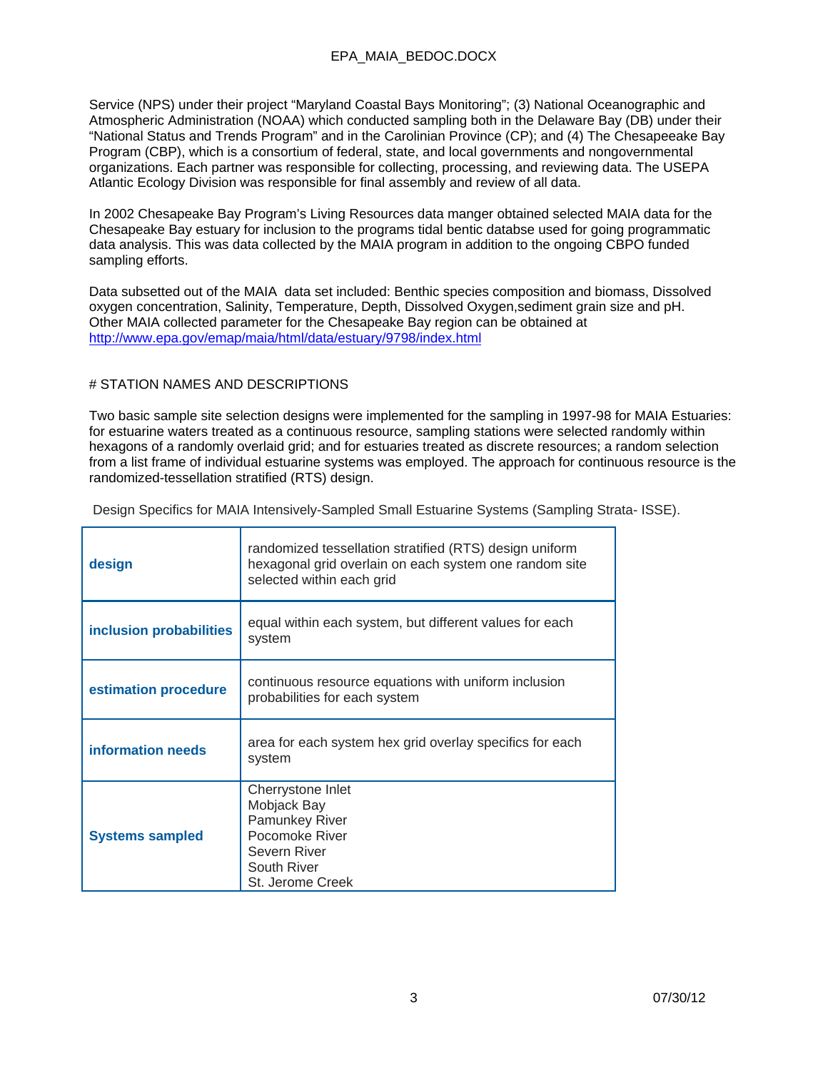Service (NPS) under their project "Maryland Coastal Bays Monitoring"; (3) National Oceanographic and Atmospheric Administration (NOAA) which conducted sampling both in the Delaware Bay (DB) under their "National Status and Trends Program" and in the Carolinian Province (CP); and (4) The Chesapeake Bay Program (CBP), which is a consortium of federal, state, and local governments and nongovernmental organizations. Each partner was responsible for collecting, processing, and reviewing data. The USEPA Atlantic Ecology Division was responsible for final assembly and review of all data.

In 2002 Chesapeake Bay Program's Living Resources data manger obtained selected MAIA data for the Chesapeake Bay estuary for inclusion to the programs tidal bentic databse used for going programmatic data analysis. This was data collected by the MAIA program in addition to the ongoing CBPO funded sampling efforts.

Data subsetted out of the MAIA data set included: Benthic species composition and biomass, Dissolved oxygen concentration, Salinity, Temperature, Depth, Dissolved Oxygen,sediment grain size and pH. Other MAIA collected parameter for the Chesapeake Bay region can be obtained at http://www.epa.gov/emap/maia/html/data/estuary/9798/index.html

# STATION NAMES AND DESCRIPTIONS

Two basic sample site selection designs were implemented for the sampling in 1997-98 for MAIA Estuaries: for estuarine waters treated as a continuous resource, sampling stations were selected randomly within hexagons of a randomly overlaid grid; and for estuaries treated as discrete resources; a random selection from a list frame of individual estuarine systems was employed. The approach for continuous resource is the randomized-tessellation stratified (RTS) design.

Design Specifics for MAIA Intensively-Sampled Small Estuarine Systems (Sampling Strata- ISSE).

| | |
|---|---|
| **design** | randomized tessellation stratified (RTS) design uniform hexagonal grid overlain on each system one random site selected within each grid |
| **inclusion probabilities** | equal within each system, but different values for each system |
| **estimation procedure** | continuous resource equations with uniform inclusion probabilities for each system |
| **information needs** | area for each system hex grid overlay specifics for each system |
| **Systems sampled** | Cherrystone Inlet<br>Mobjack Bay<br>Pamunkey River<br>Pocomoke River<br>Severn River<br>South River<br>St. Jerome Creek |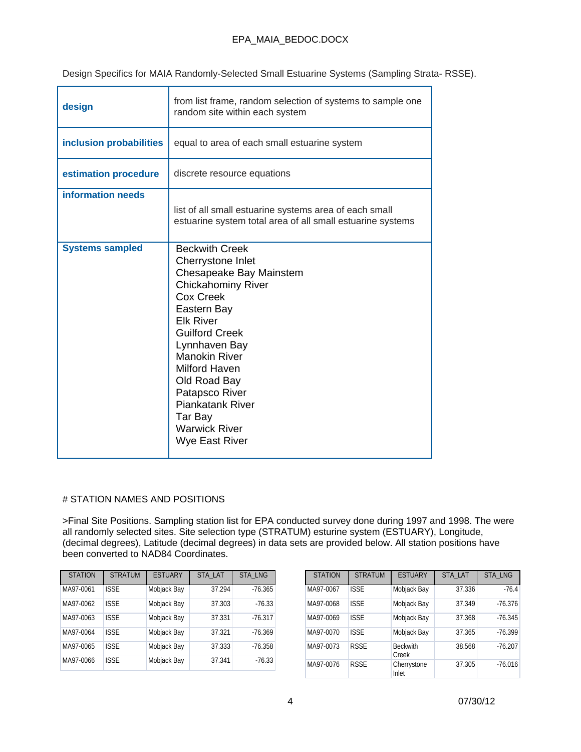Design Specifics for MAIA Randomly-Selected Small Estuarine Systems (Sampling Strata- RSSE).

| | |
|---|---|
| **design** | from list frame, random selection of systems to sample one random site within each system |
| **inclusion probabilities** | equal to area of each small estuarine system |
| **estimation procedure** | discrete resource equations |
| **information needs** | list of all small estuarine systems area of each small estuarine system total area of all small estuarine systems |
| **Systems sampled** | Beckwith Creek<br>Cherrystone Inlet<br>Chesapeake Bay Mainstem<br>Chickahominy River<br>Cox Creek<br>Eastern Bay<br>Elk River<br>Guilford Creek<br>Lynnhaven Bay<br>Manokin River<br>Milford Haven<br>Old Road Bay<br>Patapsco River<br>Piankatank River<br>Tar Bay<br>Warwick River<br>Wye East River |

# STATION NAMES AND POSITIONS

>Final Site Positions. Sampling station list for EPA conducted survey done during 1997 and 1998. The were all randomly selected sites. Site selection type (STRATUM) esturine system (ESTUARY), Longitude, (decimal degrees), Latitude (decimal degrees) in data sets are provided below. All station positions have been converted to NAD84 Coordinates.

| STATION | STRATUM | ESTUARY | STA_LAT | STA_LNG |
|---|---|---|---|---|
| MA97-0061 | ISSE | Mobjack Bay | 37.294 | -76.365 |
| MA97-0062 | ISSE | Mobjack Bay | 37.303 | -76.33 |
| MA97-0063 | ISSE | Mobjack Bay | 37.331 | -76.317 |
| MA97-0064 | ISSE | Mobjack Bay | 37.321 | -76.369 |
| MA97-0065 | ISSE | Mobjack Bay | 37.333 | -76.358 |
| MA97-0066 | ISSE | Mobjack Bay | 37.341 | -76.33 |
| MA97-0067 | ISSE | Mobjack Bay | 37.336 | -76.4 |
| MA97-0068 | ISSE | Mobjack Bay | 37.349 | -76.376 |
| MA97-0069 | ISSE | Mobjack Bay | 37.368 | -76.345 |
| MA97-0070 | ISSE | Mobjack Bay | 37.365 | -76.399 |
| MA97-0073 | RSSE | Beckwith Creek | 38.568 | -76.207 |
| MA97-0076 | RSSE | Cherrystone Inlet | 37.305 | -76.016 |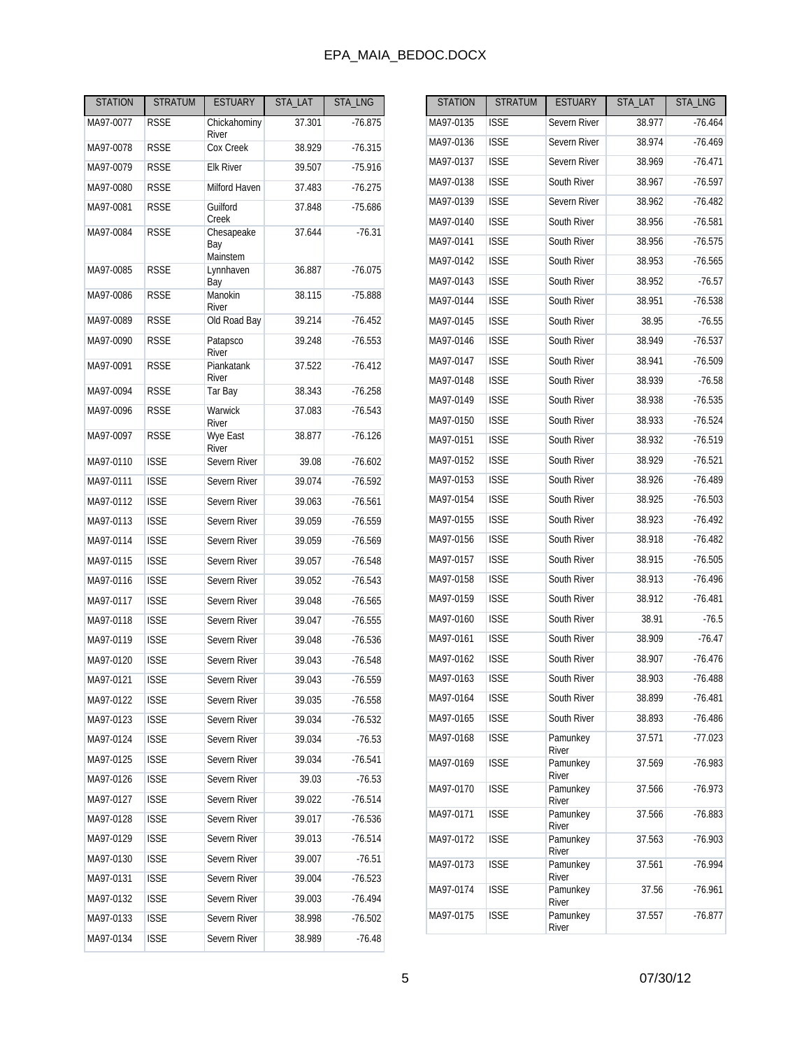| STATION | STRATUM | ESTUARY | STA_LAT | STA_LNG |
|---|---|---|---|---|
| MA97-0077 | RSSE | Chickahominy River | 37.301 | -76.875 |
| MA97-0078 | RSSE | Cox Creek | 38.929 | -76.315 |
| MA97-0079 | RSSE | Elk River | 39.507 | -75.916 |
| MA97-0080 | RSSE | Milford Haven | 37.483 | -76.275 |
| MA97-0081 | RSSE | Guilford Creek | 37.848 | -75.686 |
| MA97-0084 | RSSE | Chesapeake Bay Mainstem | 37.644 | -76.31 |
| MA97-0085 | RSSE | Lynnhaven Bay | 36.887 | -76.075 |
| MA97-0086 | RSSE | Manokin River | 38.115 | -75.888 |
| MA97-0089 | RSSE | Old Road Bay | 39.214 | -76.452 |
| MA97-0090 | RSSE | Patapsco River | 39.248 | -76.553 |
| MA97-0091 | RSSE | Piankatank River | 37.522 | -76.412 |
| MA97-0094 | RSSE | Tar Bay | 38.343 | -76.258 |
| MA97-0096 | RSSE | Warwick River | 37.083 | -76.543 |
| MA97-0097 | RSSE | Wye East River | 38.877 | -76.126 |
| MA97-0110 | ISSE | Severn River | 39.08 | -76.602 |
| MA97-0111 | ISSE | Severn River | 39.074 | -76.592 |
| MA97-0112 | ISSE | Severn River | 39.063 | -76.561 |
| MA97-0113 | ISSE | Severn River | 39.059 | -76.559 |
| MA97-0114 | ISSE | Severn River | 39.059 | -76.569 |
| MA97-0115 | ISSE | Severn River | 39.057 | -76.548 |
| MA97-0116 | ISSE | Severn River | 39.052 | -76.543 |
| MA97-0117 | ISSE | Severn River | 39.048 | -76.565 |
| MA97-0118 | ISSE | Severn River | 39.047 | -76.555 |
| MA97-0119 | ISSE | Severn River | 39.048 | -76.536 |
| MA97-0120 | ISSE | Severn River | 39.043 | -76.548 |
| MA97-0121 | ISSE | Severn River | 39.043 | -76.559 |
| MA97-0122 | ISSE | Severn River | 39.035 | -76.558 |
| MA97-0123 | ISSE | Severn River | 39.034 | -76.532 |
| MA97-0124 | ISSE | Severn River | 39.034 | -76.53 |
| MA97-0125 | ISSE | Severn River | 39.034 | -76.541 |
| MA97-0126 | ISSE | Severn River | 39.03 | -76.53 |
| MA97-0127 | ISSE | Severn River | 39.022 | -76.514 |
| MA97-0128 | ISSE | Severn River | 39.017 | -76.536 |
| MA97-0129 | ISSE | Severn River | 39.013 | -76.514 |
| MA97-0130 | ISSE | Severn River | 39.007 | -76.51 |
| MA97-0131 | ISSE | Severn River | 39.004 | -76.523 |
| MA97-0132 | ISSE | Severn River | 39.003 | -76.494 |
| MA97-0133 | ISSE | Severn River | 38.998 | -76.502 |
| MA97-0134 | ISSE | Severn River | 38.989 | -76.48 |
| MA97-0135 | ISSE | Severn River | 38.977 | -76.464 |
| MA97-0136 | ISSE | Severn River | 38.974 | -76.469 |
| MA97-0137 | ISSE | Severn River | 38.969 | -76.471 |
| MA97-0138 | ISSE | South River | 38.967 | -76.597 |
| MA97-0139 | ISSE | Severn River | 38.962 | -76.482 |
| MA97-0140 | ISSE | South River | 38.956 | -76.581 |
| MA97-0141 | ISSE | South River | 38.956 | -76.575 |
| MA97-0142 | ISSE | South River | 38.953 | -76.565 |
| MA97-0143 | ISSE | South River | 38.952 | -76.57 |
| MA97-0144 | ISSE | South River | 38.951 | -76.538 |
| MA97-0145 | ISSE | South River | 38.95 | -76.55 |
| MA97-0146 | ISSE | South River | 38.949 | -76.537 |
| MA97-0147 | ISSE | South River | 38.941 | -76.509 |
| MA97-0148 | ISSE | South River | 38.939 | -76.58 |
| MA97-0149 | ISSE | South River | 38.938 | -76.535 |
| MA97-0150 | ISSE | South River | 38.933 | -76.524 |
| MA97-0151 | ISSE | South River | 38.932 | -76.519 |
| MA97-0152 | ISSE | South River | 38.929 | -76.521 |
| MA97-0153 | ISSE | South River | 38.926 | -76.489 |
| MA97-0154 | ISSE | South River | 38.925 | -76.503 |
| MA97-0155 | ISSE | South River | 38.923 | -76.492 |
| MA97-0156 | ISSE | South River | 38.918 | -76.482 |
| MA97-0157 | ISSE | South River | 38.915 | -76.505 |
| MA97-0158 | ISSE | South River | 38.913 | -76.496 |
| MA97-0159 | ISSE | South River | 38.912 | -76.481 |
| MA97-0160 | ISSE | South River | 38.91 | -76.5 |
| MA97-0161 | ISSE | South River | 38.909 | -76.47 |
| MA97-0162 | ISSE | South River | 38.907 | -76.476 |
| MA97-0163 | ISSE | South River | 38.903 | -76.488 |
| MA97-0164 | ISSE | South River | 38.899 | -76.481 |
| MA97-0165 | ISSE | South River | 38.893 | -76.486 |
| MA97-0168 | ISSE | Pamunkey River | 37.571 | -77.023 |
| MA97-0169 | ISSE | Pamunkey River | 37.569 | -76.983 |
| MA97-0170 | ISSE | Pamunkey River | 37.566 | -76.973 |
| MA97-0171 | ISSE | Pamunkey River | 37.566 | -76.883 |
| MA97-0172 | ISSE | Pamunkey River | 37.563 | -76.903 |
| MA97-0173 | ISSE | Pamunkey River | 37.561 | -76.994 |
| MA97-0174 | ISSE | Pamunkey River | 37.56 | -76.961 |
| MA97-0175 | ISSE | Pamunkey River | 37.557 | -76.877 |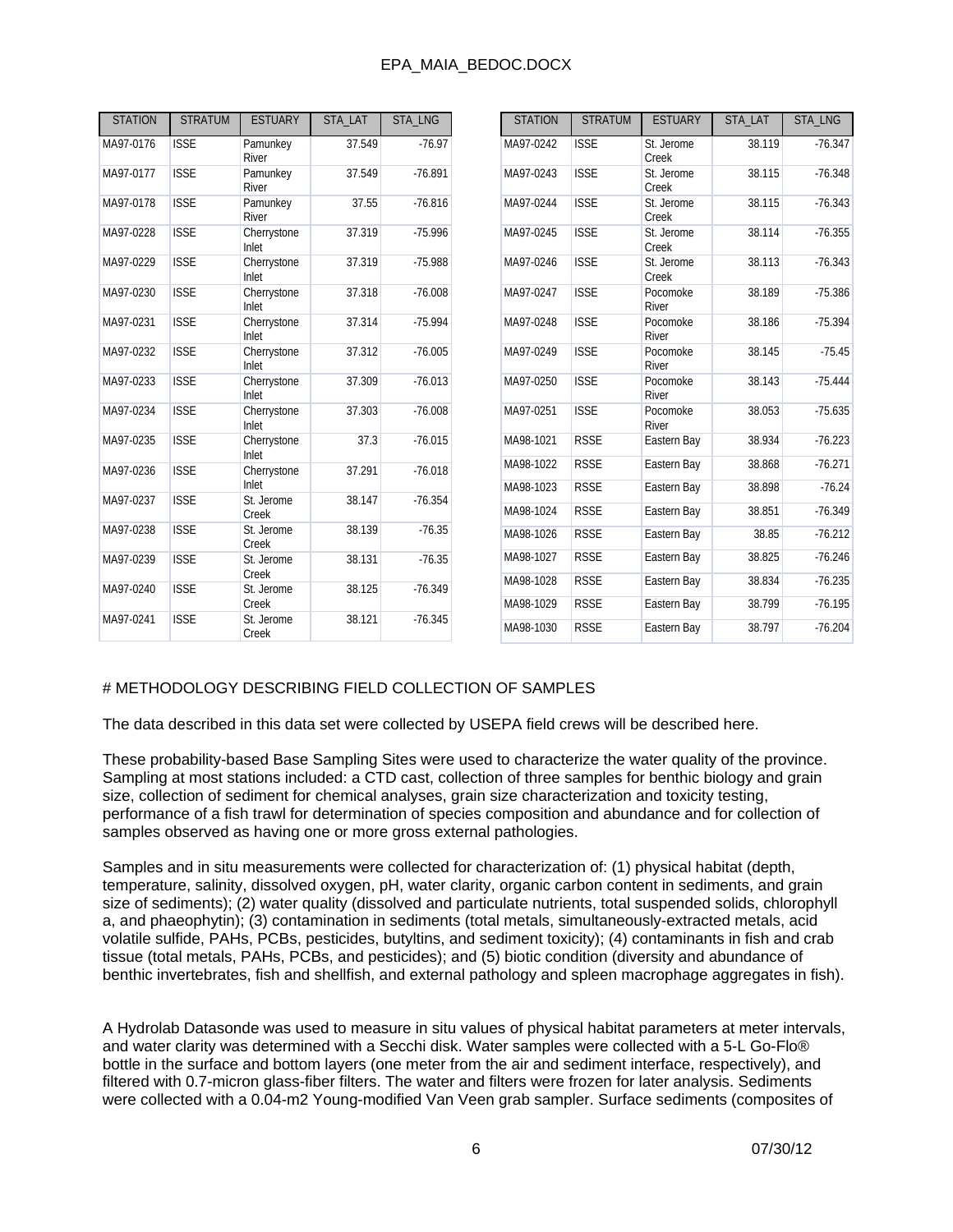| STATION | STRATUM | ESTUARY | STA_LAT | STA_LNG |
|---|---|---|---|---|
| MA97-0176 | ISSE | Pamunkey River | 37.549 | -76.97 |
| MA97-0177 | ISSE | Pamunkey River | 37.549 | -76.891 |
| MA97-0178 | ISSE | Pamunkey River | 37.55 | -76.816 |
| MA97-0228 | ISSE | Cherrystone Inlet | 37.319 | -75.996 |
| MA97-0229 | ISSE | Cherrystone Inlet | 37.319 | -75.988 |
| MA97-0230 | ISSE | Cherrystone Inlet | 37.318 | -76.008 |
| MA97-0231 | ISSE | Cherrystone Inlet | 37.314 | -75.994 |
| MA97-0232 | ISSE | Cherrystone Inlet | 37.312 | -76.005 |
| MA97-0233 | ISSE | Cherrystone Inlet | 37.309 | -76.013 |
| MA97-0234 | ISSE | Cherrystone Inlet | 37.303 | -76.008 |
| MA97-0235 | ISSE | Cherrystone Inlet | 37.3 | -76.015 |
| MA97-0236 | ISSE | Cherrystone Inlet | 37.291 | -76.018 |
| MA97-0237 | ISSE | St. Jerome Creek | 38.147 | -76.354 |
| MA97-0238 | ISSE | St. Jerome Creek | 38.139 | -76.35 |
| MA97-0239 | ISSE | St. Jerome Creek | 38.131 | -76.35 |
| MA97-0240 | ISSE | St. Jerome Creek | 38.125 | -76.349 |
| MA97-0241 | ISSE | St. Jerome Creek | 38.121 | -76.345 |
| MA97-0242 | ISSE | St. Jerome Creek | 38.119 | -76.347 |
| MA97-0243 | ISSE | St. Jerome Creek | 38.115 | -76.348 |
| MA97-0244 | ISSE | St. Jerome Creek | 38.115 | -76.343 |
| MA97-0245 | ISSE | St. Jerome Creek | 38.114 | -76.355 |
| MA97-0246 | ISSE | St. Jerome Creek | 38.113 | -76.343 |
| MA97-0247 | ISSE | Pocomoke River | 38.189 | -75.386 |
| MA97-0248 | ISSE | Pocomoke River | 38.186 | -75.394 |
| MA97-0249 | ISSE | Pocomoke River | 38.145 | -75.45 |
| MA97-0250 | ISSE | Pocomoke River | 38.143 | -75.444 |
| MA97-0251 | ISSE | Pocomoke River | 38.053 | -75.635 |
| MA98-1021 | RSSE | Eastern Bay | 38.934 | -76.223 |
| MA98-1022 | RSSE | Eastern Bay | 38.868 | -76.271 |
| MA98-1023 | RSSE | Eastern Bay | 38.898 | -76.24 |
| MA98-1024 | RSSE | Eastern Bay | 38.851 | -76.349 |
| MA98-1026 | RSSE | Eastern Bay | 38.85 | -76.212 |
| MA98-1027 | RSSE | Eastern Bay | 38.825 | -76.246 |
| MA98-1028 | RSSE | Eastern Bay | 38.834 | -76.235 |
| MA98-1029 | RSSE | Eastern Bay | 38.799 | -76.195 |
| MA98-1030 | RSSE | Eastern Bay | 38.797 | -76.204 |

# METHODOLOGY DESCRIBING FIELD COLLECTION OF SAMPLES

The data described in this data set were collected by USEPA field crews will be described here.

These probability-based Base Sampling Sites were used to characterize the water quality of the province. Sampling at most stations included: a CTD cast, collection of three samples for benthic biology and grain size, collection of sediment for chemical analyses, grain size characterization and toxicity testing, performance of a fish trawl for determination of species composition and abundance and for collection of samples observed as having one or more gross external pathologies.

Samples and in situ measurements were collected for characterization of: (1) physical habitat (depth, temperature, salinity, dissolved oxygen, pH, water clarity, organic carbon content in sediments, and grain size of sediments); (2) water quality (dissolved and particulate nutrients, total suspended solids, chlorophyll a, and phaeophytin); (3) contamination in sediments (total metals, simultaneously-extracted metals, acid volatile sulfide, PAHs, PCBs, pesticides, butyltins, and sediment toxicity); (4) contaminants in fish and crab tissue (total metals, PAHs, PCBs, and pesticides); and (5) biotic condition (diversity and abundance of benthic invertebrates, fish and shellfish, and external pathology and spleen macrophage aggregates in fish).

A Hydrolab Datasonde was used to measure in situ values of physical habitat parameters at meter intervals, and water clarity was determined with a Secchi disk. Water samples were collected with a 5-L Go-Flo® bottle in the surface and bottom layers (one meter from the air and sediment interface, respectively), and filtered with 0.7-micron glass-fiber filters. The water and filters were frozen for later analysis. Sediments were collected with a 0.04-m2 Young-modified Van Veen grab sampler. Surface sediments (composites of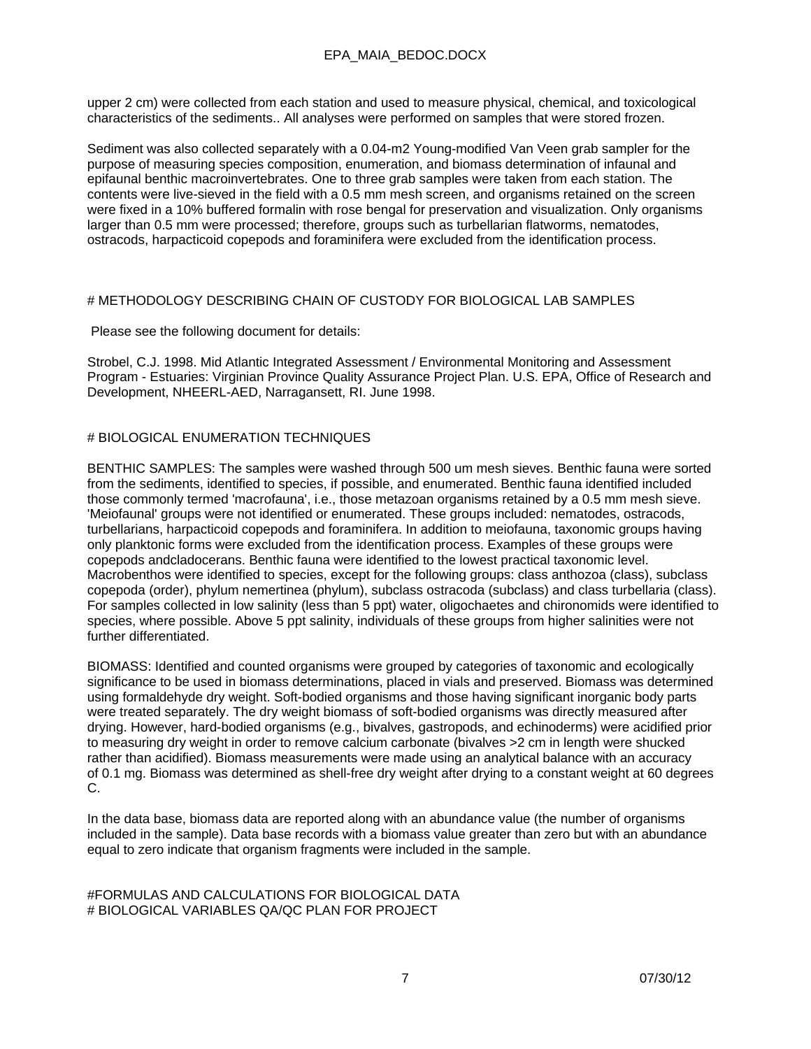upper 2 cm) were collected from each station and used to measure physical, chemical, and toxicological characteristics of the sediments.. All analyses were performed on samples that were stored frozen.

Sediment was also collected separately with a 0.04-m2 Young-modified Van Veen grab sampler for the purpose of measuring species composition, enumeration, and biomass determination of infaunal and epifaunal benthic macroinvertebrates. One to three grab samples were taken from each station. The contents were live-sieved in the field with a 0.5 mm mesh screen, and organisms retained on the screen were fixed in a 10% buffered formalin with rose bengal for preservation and visualization. Only organisms larger than 0.5 mm were processed; therefore, groups such as turbellarian flatworms, nematodes, ostracods, harpacticoid copepods and foraminifera were excluded from the identification process.

# METHODOLOGY DESCRIBING CHAIN OF CUSTODY FOR BIOLOGICAL LAB SAMPLES

Please see the following document for details:

Strobel, C.J. 1998. Mid Atlantic Integrated Assessment / Environmental Monitoring and Assessment Program - Estuaries: Virginian Province Quality Assurance Project Plan. U.S. EPA, Office of Research and Development, NHEERL-AED, Narragansett, RI. June 1998.

# BIOLOGICAL ENUMERATION TECHNIQUES

BENTHIC SAMPLES: The samples were washed through 500 um mesh sieves. Benthic fauna were sorted from the sediments, identified to species, if possible, and enumerated. Benthic fauna identified included those commonly termed 'macrofauna', i.e., those metazoan organisms retained by a 0.5 mm mesh sieve. 'Meiofaunal' groups were not identified or enumerated. These groups included: nematodes, ostracods, turbellarians, harpacticoid copepods and foraminifera. In addition to meiofauna, taxonomic groups having only planktonic forms were excluded from the identification process. Examples of these groups were copepods andcladocerans. Benthic fauna were identified to the lowest practical taxonomic level. Macrobenthos were identified to species, except for the following groups: class anthozoa (class), subclass copepoda (order), phylum nemertinea (phylum), subclass ostracoda (subclass) and class turbellaria (class). For samples collected in low salinity (less than 5 ppt) water, oligochaetes and chironomids were identified to species, where possible. Above 5 ppt salinity, individuals of these groups from higher salinities were not further differentiated.

BIOMASS: Identified and counted organisms were grouped by categories of taxonomic and ecologically significance to be used in biomass determinations, placed in vials and preserved. Biomass was determined using formaldehyde dry weight. Soft-bodied organisms and those having significant inorganic body parts were treated separately. The dry weight biomass of soft-bodied organisms was directly measured after drying. However, hard-bodied organisms (e.g., bivalves, gastropods, and echinoderms) were acidified prior to measuring dry weight in order to remove calcium carbonate (bivalves >2 cm in length were shucked rather than acidified). Biomass measurements were made using an analytical balance with an accuracy of 0.1 mg. Biomass was determined as shell-free dry weight after drying to a constant weight at 60 degrees C.

In the data base, biomass data are reported along with an abundance value (the number of organisms included in the sample). Data base records with a biomass value greater than zero but with an abundance equal to zero indicate that organism fragments were included in the sample.

# FORMULAS AND CALCULATIONS FOR BIOLOGICAL DATA

# BIOLOGICAL VARIABLES QA/QC PLAN FOR PROJECT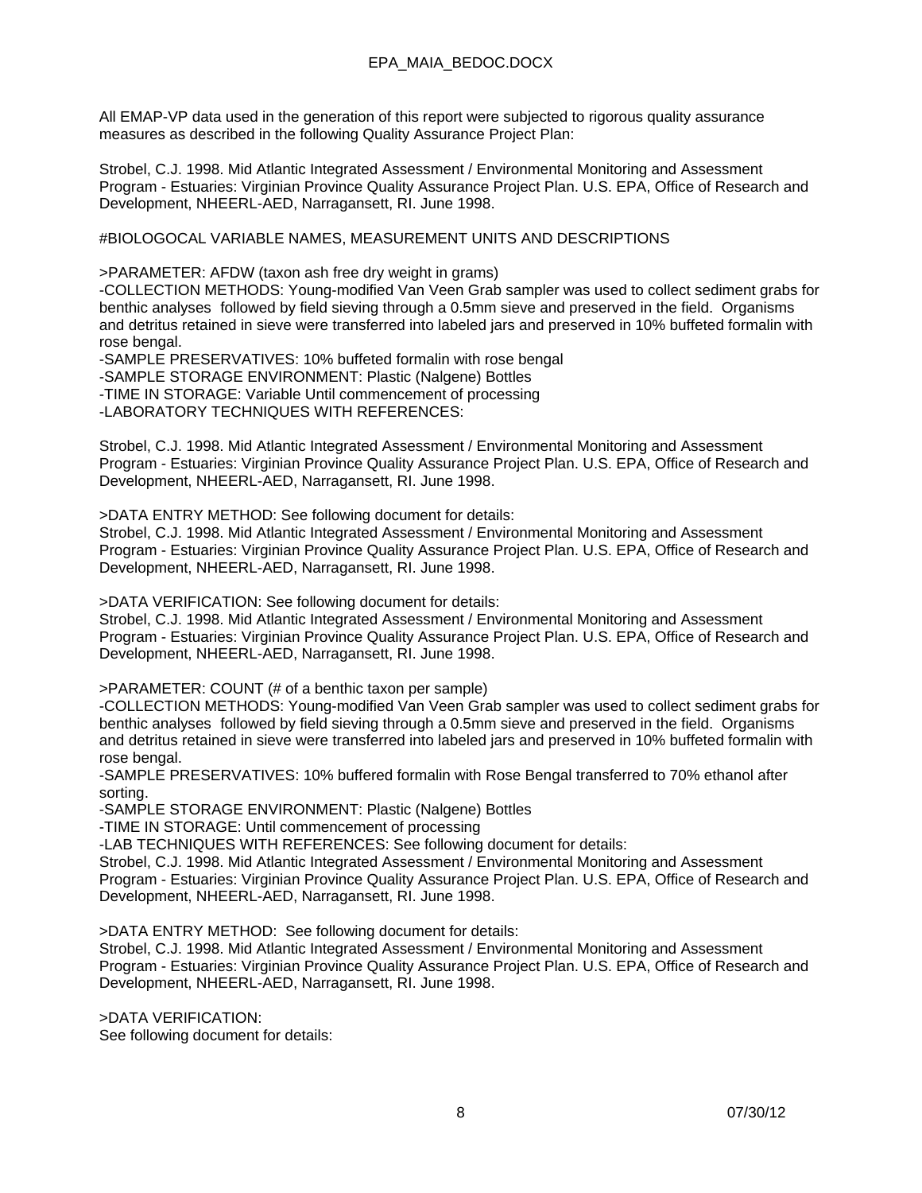All EMAP-VP data used in the generation of this report were subjected to rigorous quality assurance measures as described in the following Quality Assurance Project Plan:

Strobel, C.J. 1998. Mid Atlantic Integrated Assessment / Environmental Monitoring and Assessment Program - Estuaries: Virginian Province Quality Assurance Project Plan. U.S. EPA, Office of Research and Development, NHEERL-AED, Narragansett, RI. June 1998.

#BIOLOGOCAL VARIABLE NAMES, MEASUREMENT UNITS AND DESCRIPTIONS

>PARAMETER: AFDW (taxon ash free dry weight in grams)
-COLLECTION METHODS: Young-modified Van Veen Grab sampler was used to collect sediment grabs for benthic analyses followed by field sieving through a 0.5mm sieve and preserved in the field. Organisms and detritus retained in sieve were transferred into labeled jars and preserved in 10% buffeted formalin with rose bengal.
-SAMPLE PRESERVATIVES: 10% buffeted formalin with rose bengal
-SAMPLE STORAGE ENVIRONMENT: Plastic (Nalgene) Bottles
-TIME IN STORAGE: Variable Until commencement of processing
-LABORATORY TECHNIQUES WITH REFERENCES:

Strobel, C.J. 1998. Mid Atlantic Integrated Assessment / Environmental Monitoring and Assessment Program - Estuaries: Virginian Province Quality Assurance Project Plan. U.S. EPA, Office of Research and Development, NHEERL-AED, Narragansett, RI. June 1998.

>DATA ENTRY METHOD: See following document for details:
Strobel, C.J. 1998. Mid Atlantic Integrated Assessment / Environmental Monitoring and Assessment Program - Estuaries: Virginian Province Quality Assurance Project Plan. U.S. EPA, Office of Research and Development, NHEERL-AED, Narragansett, RI. June 1998.

>DATA VERIFICATION: See following document for details:
Strobel, C.J. 1998. Mid Atlantic Integrated Assessment / Environmental Monitoring and Assessment Program - Estuaries: Virginian Province Quality Assurance Project Plan. U.S. EPA, Office of Research and Development, NHEERL-AED, Narragansett, RI. June 1998.

>PARAMETER: COUNT (# of a benthic taxon per sample)
-COLLECTION METHODS: Young-modified Van Veen Grab sampler was used to collect sediment grabs for benthic analyses followed by field sieving through a 0.5mm sieve and preserved in the field. Organisms and detritus retained in sieve were transferred into labeled jars and preserved in 10% buffeted formalin with rose bengal.
-SAMPLE PRESERVATIVES: 10% buffered formalin with Rose Bengal transferred to 70% ethanol after sorting.
-SAMPLE STORAGE ENVIRONMENT: Plastic (Nalgene) Bottles
-TIME IN STORAGE: Until commencement of processing
-LAB TECHNIQUES WITH REFERENCES: See following document for details:
Strobel, C.J. 1998. Mid Atlantic Integrated Assessment / Environmental Monitoring and Assessment Program - Estuaries: Virginian Province Quality Assurance Project Plan. U.S. EPA, Office of Research and Development, NHEERL-AED, Narragansett, RI. June 1998.

>DATA ENTRY METHOD: See following document for details:
Strobel, C.J. 1998. Mid Atlantic Integrated Assessment / Environmental Monitoring and Assessment Program - Estuaries: Virginian Province Quality Assurance Project Plan. U.S. EPA, Office of Research and Development, NHEERL-AED, Narragansett, RI. June 1998.

>DATA VERIFICATION:
See following document for details: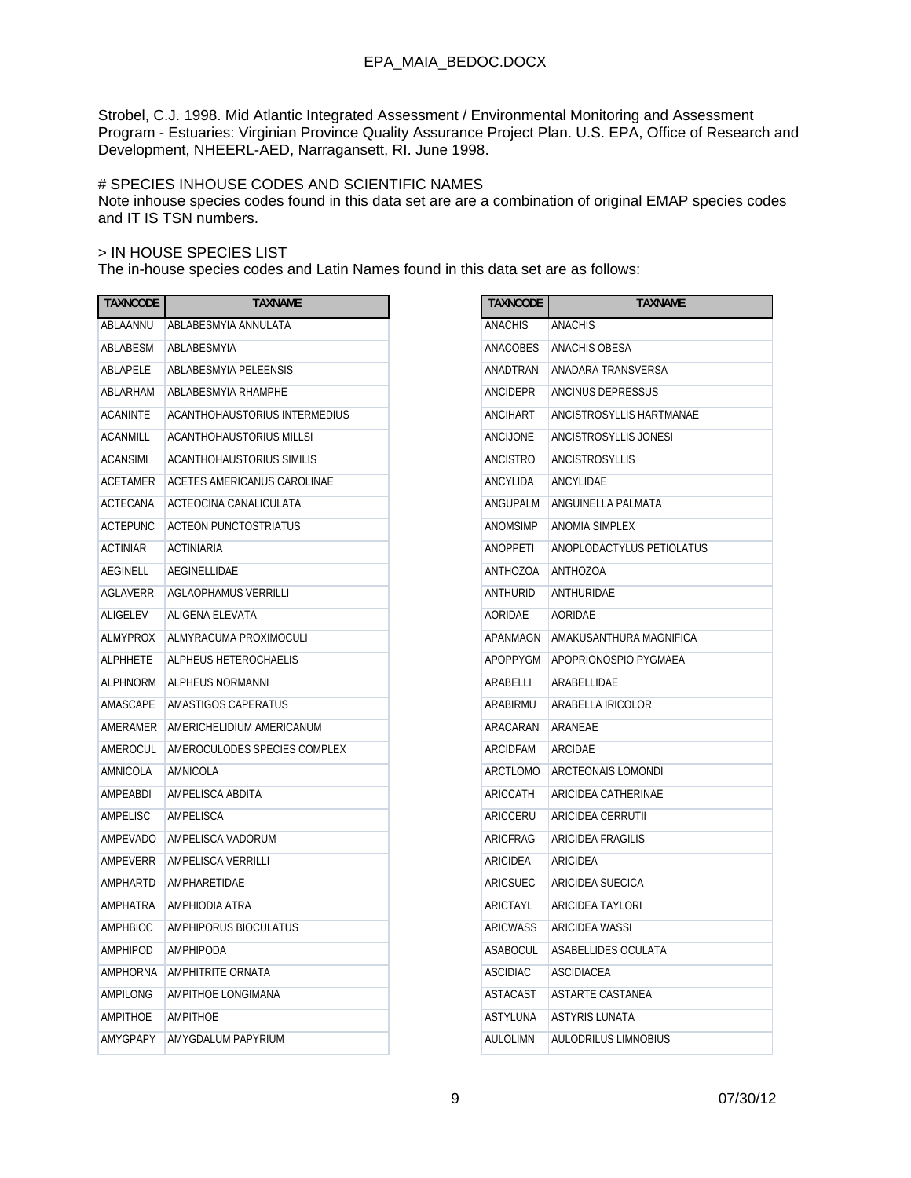Strobel, C.J. 1998. Mid Atlantic Integrated Assessment / Environmental Monitoring and Assessment Program - Estuaries: Virginian Province Quality Assurance Project Plan. U.S. EPA, Office of Research and Development, NHEERL-AED, Narragansett, RI. June 1998.

# SPECIES INHOUSE CODES AND SCIENTIFIC NAMES

Note inhouse species codes found in this data set are are a combination of original EMAP species codes and IT IS TSN numbers.

> IN HOUSE SPECIES LIST

The in-house species codes and Latin Names found in this data set are as follows:

| TAXNCODE | TAXNAME |
|---|---|
| ABLAANNU | ABLABESMYIA ANNULATA |
| ABLABESM | ABLABESMYIA |
| ABLAPELE | ABLABESMYIA PELEENSIS |
| ABLARHAM | ABLABESMYIA RHAMPHE |
| ACANINTE | ACANTHOHAUSTORIUS INTERMEDIUS |
| ACANMILL | ACANTHOHAUSTORIUS MILLSI |
| ACANSIMI | ACANTHOHAUSTORIUS SIMILIS |
| ACETAMER | ACETES AMERICANUS CAROLINAE |
| ACTECANA | ACTEOCINA CANALICULATA |
| ACTEPUNC | ACTEON PUNCTOSTRIATUS |
| ACTINIAR | ACTINIARIA |
| AEGINELL | AEGINELLIDAE |
| AGLAVERR | AGLAOPHAMUS VERRILLI |
| ALIGELEV | ALIGENA ELEVATA |
| ALMYPROX | ALMYRACUMA PROXIMOCULI |
| ALPHHETE | ALPHEUS HETEROCHAELIS |
| ALPHNORM | ALPHEUS NORMANNI |
| AMASCAPE | AMASTIGOS CAPERATUS |
| AMERAMER | AMERICHELIDIUM AMERICANUM |
| AMEROCUL | AMEROCULODES SPECIES COMPLEX |
| AMNICOLA | AMNICOLA |
| AMPEABDI | AMPELISCA ABDITA |
| AMPELISC | AMPELISCA |
| AMPEVADO | AMPELISCA VADORUM |
| AMPEVERR | AMPELISCA VERRILLI |
| AMPHARTD | AMPHARETIDAE |
| AMPHATRA | AMPHIODIA ATRA |
| AMPHBIOC | AMPHIPORUS BIOCULATUS |
| AMPHIPOD | AMPHIPODA |
| AMPHORNA | AMPHITRITE ORNATA |
| AMPILONG | AMPITHOE LONGIMANA |
| AMPITHOE | AMPITHOE |
| AMYGPAPY | AMYGDALUM PAPYRIUM |
| ANACHIS | ANACHIS |
| ANACOBES | ANACHIS OBESA |
| ANADTRAN | ANADARA TRANSVERSA |
| ANCIDEPR | ANCINUS DEPRESSUS |
| ANCIHART | ANCISTROSYLLIS HARTMANAE |
| ANCIJONE | ANCISTROSYLLIS JONESI |
| ANCISTRO | ANCISTROSYLLIS |
| ANCYLIDA | ANCYLIDAE |
| ANGUPALM | ANGUINELLA PALMATA |
| ANOMSIMP | ANOMIA SIMPLEX |
| ANOPPETI | ANOPLODACTYLUS PETIOLATUS |
| ANTHOZOA | ANTHOZOA |
| ANTHURID | ANTHURIDAE |
| AORIDAE | AORIDAE |
| APANMAGN | AMAKUSANTHURA MAGNIFICA |
| APOPPYGM | APOPRIONOSPIO PYGMAEA |
| ARABELLI | ARABELLIDAE |
| ARABIRMU | ARABELLA IRICOLOR |
| ARACARAN | ARANEAE |
| ARCIDFAM | ARCIDAE |
| ARCTLOMO | ARCTEONAIS LOMONDI |
| ARICCATH | ARICIDEA CATHERINAE |
| ARICCERU | ARICIDEA CERRUTII |
| ARICFRAG | ARICIDEA FRAGILIS |
| ARICIDEA | ARICIDEA |
| ARICSUEC | ARICIDEA SUECICA |
| ARICTAYL | ARICIDEA TAYLORI |
| ARICWASS | ARICIDEA WASSI |
| ASABOCUL | ASABELLIDES OCULATA |
| ASCIDIAC | ASCIDIACEA |
| ASTACAST | ASTARTE CASTANEA |
| ASTYLUNA | ASTYRIS LUNATA |
| AULOLIMN | AULODRILUS LIMNOBIUS |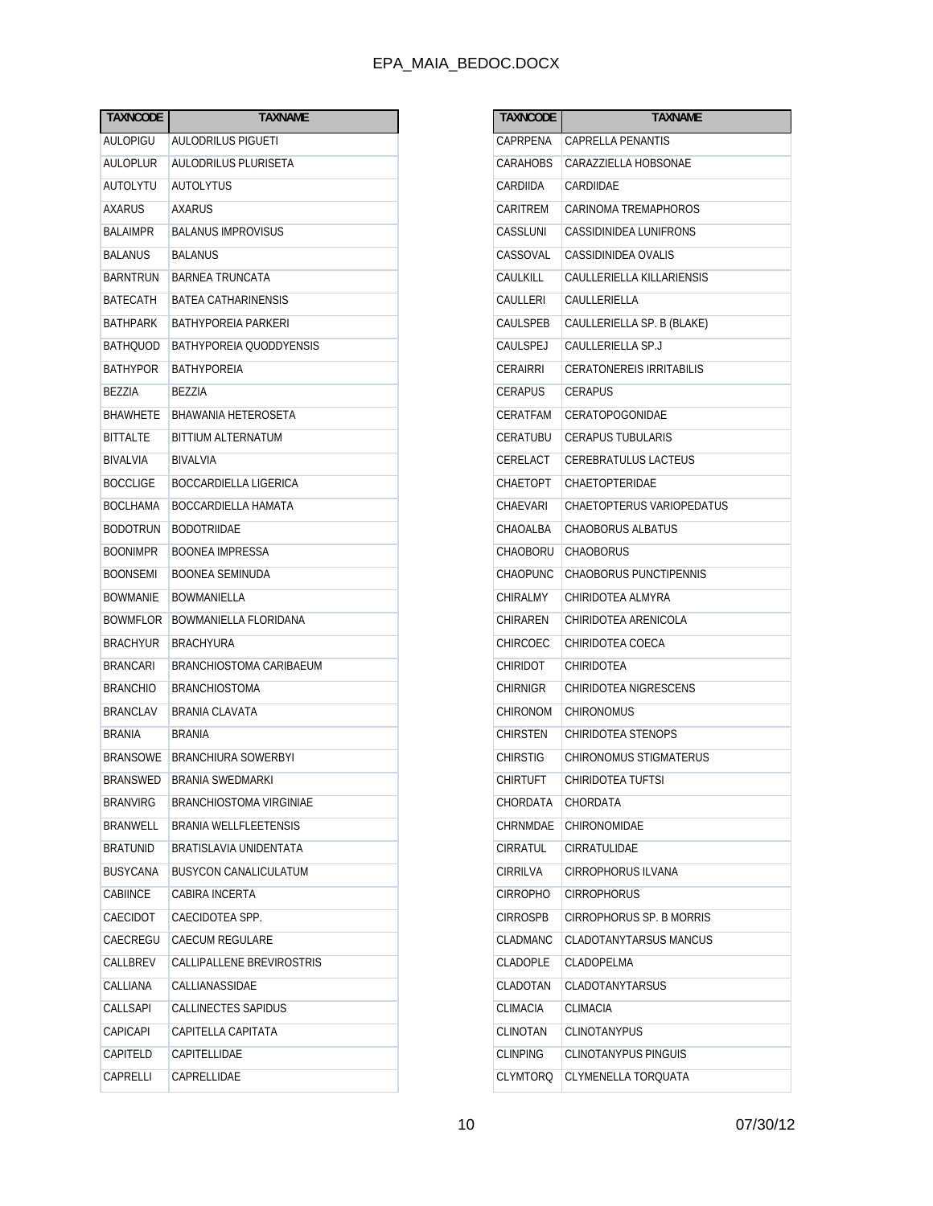| TAXNCODE | TAXNAME |
|---|---|
| AULOPIGU | AULODRILUS PIGUETI |
| AULOPLUR | AULODRILUS PLURISETA |
| AUTOLYTU | AUTOLYTUS |
| AXARUS | AXARUS |
| BALAIMPR | BALANUS IMPROVISUS |
| BALANUS | BALANUS |
| BARNTRUN | BARNEA TRUNCATA |
| BATECATH | BATEA CATHARINENSIS |
| BATHPARK | BATHYPOREIA PARKERI |
| BATHQUOD | BATHYPOREIA QUODDYENSIS |
| BATHYPOR | BATHYPOREIA |
| BEZZIA | BEZZIA |
| BHAWHETE | BHAWANIA HETEROSETA |
| BITTALTE | BITTIUM ALTERNATUM |
| BIVALVIA | BIVALVIA |
| BOCCLIGE | BOCCARDIELLA LIGERICA |
| BOCLHAMA | BOCCARDIELLA HAMATA |
| BODOTRUN | BODOTRIIDAE |
| BOONIMPR | BOONEA IMPRESSA |
| BOONSEMI | BOONEA SEMINUDA |
| BOWMANIE | BOWMANIELLA |
| BOWMFLOR | BOWMANIELLA FLORIDANA |
| BRACHYUR | BRACHYURA |
| BRANCARI | BRANCHIOSTOMA CARIBAEUM |
| BRANCHIO | BRANCHIOSTOMA |
| BRANCLAV | BRANIA CLAVATA |
| BRANIA | BRANIA |
| BRANSOWE | BRANCHIURA SOWERBYI |
| BRANSWED | BRANIA SWEDMARKI |
| BRANVIRG | BRANCHIOSTOMA VIRGINIAE |
| BRANWELL | BRANIA WELLFLEETENSIS |
| BRATUNID | BRATISLAVIA UNIDENTATA |
| BUSYCANA | BUSYCON CANALICULATUM |
| CABIINCE | CABIRA INCERTA |
| CAECIDOT | CAECIDOTEA SPP. |
| CAECREGU | CAECUM REGULARE |
| CALLBREV | CALLIPALLENE BREVIROSTRIS |
| CALLIANA | CALLIANASSIDAE |
| CALLSAPI | CALLINECTES SAPIDUS |
| CAPICAPI | CAPITELLA CAPITATA |
| CAPITELD | CAPITELLIDAE |
| CAPRELLI | CAPRELLIDAE |

| TAXNCODE | TAXNAME |
|---|---|
| CAPRPENA | CAPRELLA PENANTIS |
| CARAHOBS | CARAZZIELLA HOBSONAE |
| CARDIIDA | CARDIIDAE |
| CARITREM | CARINOMA TREMAPHOROS |
| CASSLUNI | CASSIDINIDEA LUNIFRONS |
| CASSOVAL | CASSIDINIDEA OVALIS |
| CAULKILL | CAULLERIELLA KILLARIENSIS |
| CAULLERI | CAULLERIELLA |
| CAULSPEB | CAULLERIELLA SP. B (BLAKE) |
| CAULSPEJ | CAULLERIELLA SP.J |
| CERAIRRI | CERATONEREIS IRRITABILIS |
| CERAPUS | CERAPUS |
| CERATFAM | CERATOPOGONIDAE |
| CERATUBU | CERAPUS TUBULARIS |
| CERELACT | CEREBRATULUS LACTEUS |
| CHAETOPT | CHAETOPTERIDAE |
| CHAEVARI | CHAETOPTERUS VARIOPEDATUS |
| CHAOALBA | CHAOBORUS ALBATUS |
| CHAOBORU | CHAOBORUS |
| CHAOPUNC | CHAOBORUS PUNCTIPENNIS |
| CHIRALMY | CHIRIDOTEA ALMYRA |
| CHIRAREN | CHIRIDOTEA ARENICOLA |
| CHIRCOEC | CHIRIDOTEA COECA |
| CHIRIDOT | CHIRIDOTEA |
| CHIRNIGR | CHIRIDOTEA NIGRESCENS |
| CHIRONOM | CHIRONOMUS |
| CHIRSTEN | CHIRIDOTEA STENOPS |
| CHIRSTIG | CHIRONOMUS STIGMATERUS |
| CHIRTUFT | CHIRIDOTEA TUFTSI |
| CHORDATA | CHORDATA |
| CHRNMDAE | CHIRONOMIDAE |
| CIRRATUL | CIRRATULIDAE |
| CIRRILVA | CIRROPHORUS ILVANA |
| CIRROPHO | CIRROPHORUS |
| CIRROSPB | CIRROPHORUS SP. B MORRIS |
| CLADMANC | CLADOTANYTARSUS MANCUS |
| CLADOPLE | CLADOPELMA |
| CLADOTAN | CLADOTANYTARSUS |
| CLIMACIA | CLIMACIA |
| CLINOTAN | CLINOTANYPUS |
| CLINPING | CLINOTANYPUS PINGUIS |
| CLYMTORQ | CLYMENELLA TORQUATA |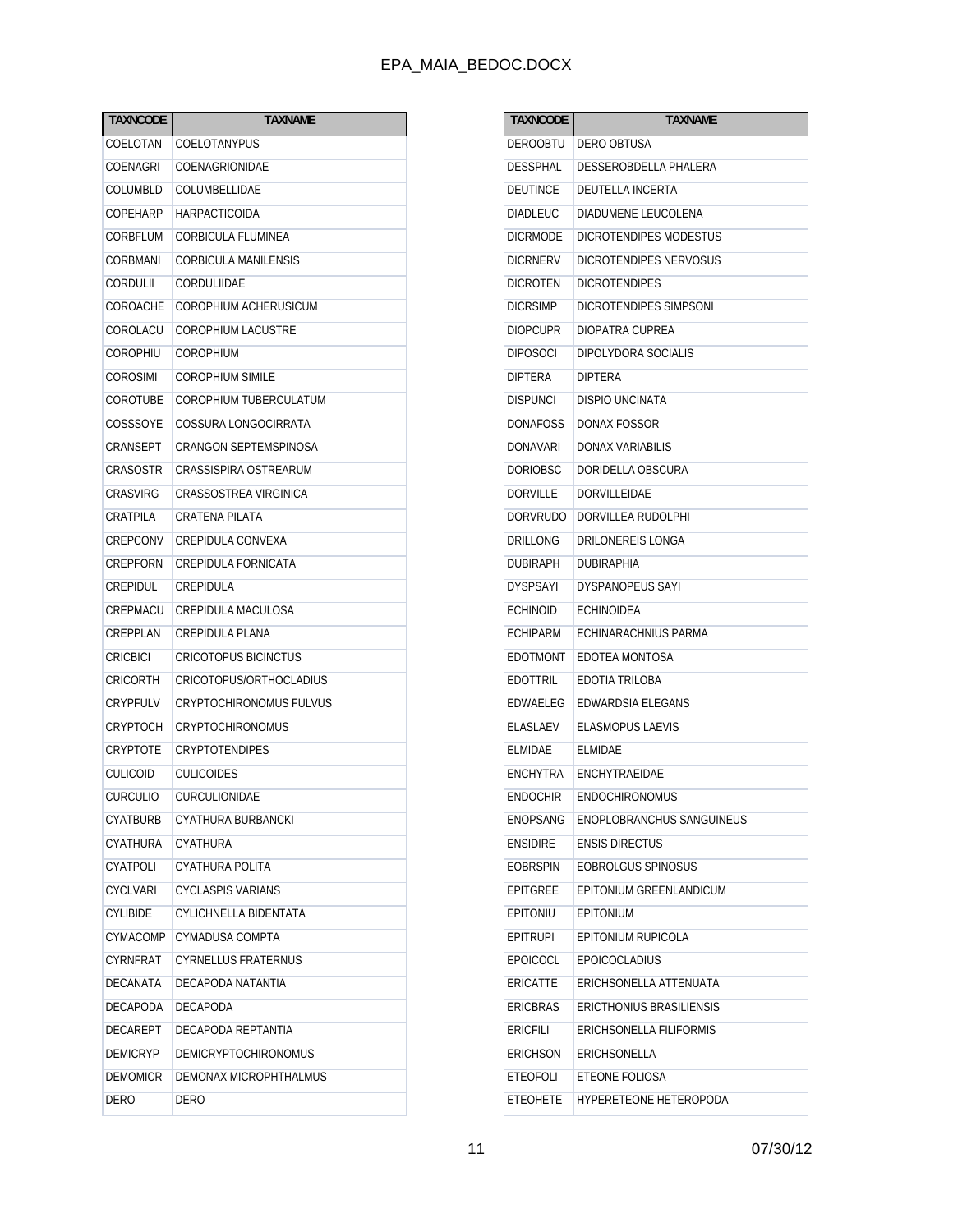| TAXNCODE | TAXNAME |
|---|---|
| COELOTAN | COELOTANYPUS |
| COENAGRI | COENAGRIONIDAE |
| COLUMBLD | COLUMBELLIDAE |
| COPEHARP | HARPACTICOIDA |
| CORBFLUM | CORBICULA FLUMINEA |
| CORBMANI | CORBICULA MANILENSIS |
| CORDULII | CORDULIIDAE |
| COROACHE | COROPHIUM ACHERUSICUM |
| COROLACU | COROPHIUM LACUSTRE |
| COROPHIU | COROPHIUM |
| COROSIMI | COROPHIUM SIMILE |
| COROTUBE | COROPHIUM TUBERCULATUM |
| COSSSOYE | COSSURA LONGOCIRRATA |
| CRANSEPT | CRANGON SEPTEMSPINOSA |
| CRASOSTR | CRASSISPIRA OSTREARUM |
| CRASVIRG | CRASSOSTREA VIRGINICA |
| CRATPILA | CRATENA PILATA |
| CREPCONV | CREPIDULA CONVEXA |
| CREPFORN | CREPIDULA FORNICATA |
| CREPIDUL | CREPIDULA |
| CREPMACU | CREPIDULA MACULOSA |
| CREPPLAN | CREPIDULA PLANA |
| CRICBICI | CRICOTOPUS BICINCTUS |
| CRICORTH | CRICOTOPUS/ORTHOCLADIUS |
| CRYPFULV | CRYPTOCHIRONOMUS FULVUS |
| CRYPTOCH | CRYPTOCHIRONOMUS |
| CRYPTOTE | CRYPTOTENDIPES |
| CULICOID | CULICOIDES |
| CURCULIO | CURCULIONIDAE |
| CYATBURB | CYATHURA BURBANCKI |
| CYATHURA | CYATHURA |
| CYATPOLI | CYATHURA POLITA |
| CYCLVARI | CYCLASPIS VARIANS |
| CYLIBIDE | CYLICHNELLA BIDENTATA |
| CYMACOMP | CYMADUSA COMPTA |
| CYRNFRAT | CYRNELLUS FRATERNUS |
| DECANATA | DECAPODA NATANTIA |
| DECAPODA | DECAPODA |
| DECAREPT | DECAPODA REPTANTIA |
| DEMICRYP | DEMICRYPTOCHIRONOMUS |
| DEMOMICR | DEMONAX MICROPHTHALMUS |
| DERO | DERO |
| DEROOBTU | DERO OBTUSA |
| DESSPHAL | DESSEROBDELLA PHALERA |
| DEUTINCE | DEUTELLA INCERTA |
| DIADLEUC | DIADUMENE LEUCOLENA |
| DICRMODE | DICROTENDIPES MODESTUS |
| DICRNERV | DICROTENDIPES NERVOSUS |
| DICROTEN | DICROTENDIPES |
| DICRSIMP | DICROTENDIPES SIMPSONI |
| DIOPCUPR | DIOPATRA CUPREA |
| DIPOSOCI | DIPOLYDORA SOCIALIS |
| DIPTERA | DIPTERA |
| DISPUNCI | DISPIO UNCINATA |
| DONAFOSS | DONAX FOSSOR |
| DONAVARI | DONAX VARIABILIS |
| DORIOBSC | DORIDELLA OBSCURA |
| DORVILLE | DORVILLEIDAE |
| DORVRUDO | DORVILLEA RUDOLPHI |
| DRILLONG | DRILONEREIS LONGA |
| DUBIRAPH | DUBIRAPHIA |
| DYSPSAYI | DYSPANOPEUS SAYI |
| ECHINOID | ECHINOIDEA |
| ECHIPARM | ECHINARACHNIUS PARMA |
| EDOTMONT | EDOTEA MONTOSA |
| EDOTTRIL | EDOTIA TRILOBA |
| EDWAELEG | EDWARDSIA ELEGANS |
| ELASLAEV | ELASMOPUS LAEVIS |
| ELMIDAE | ELMIDAE |
| ENCHYTRA | ENCHYTRAEIDAE |
| ENDOCHIR | ENDOCHIRONOMUS |
| ENOPSANG | ENOPLOBRANCHUS SANGUINEUS |
| ENSIDIRE | ENSIS DIRECTUS |
| EOBRSPIN | EOBROLGUS SPINOSUS |
| EPITGREE | EPITONIUM GREENLANDICUM |
| EPITONIU | EPITONIUM |
| EPITRUPI | EPITONIUM RUPICOLA |
| EPOICOCL | EPOICOCLADIUS |
| ERICATTE | ERICHSONELLA ATTENUATA |
| ERICBRAS | ERICTHONIUS BRASILIENSIS |
| ERICFILI | ERICHSONELLA FILIFORMIS |
| ERICHSON | ERICHSONELLA |
| ETEOFOLI | ETEONE FOLIOSA |
| ETEOHETE | HYPERETEONE HETEROPODA |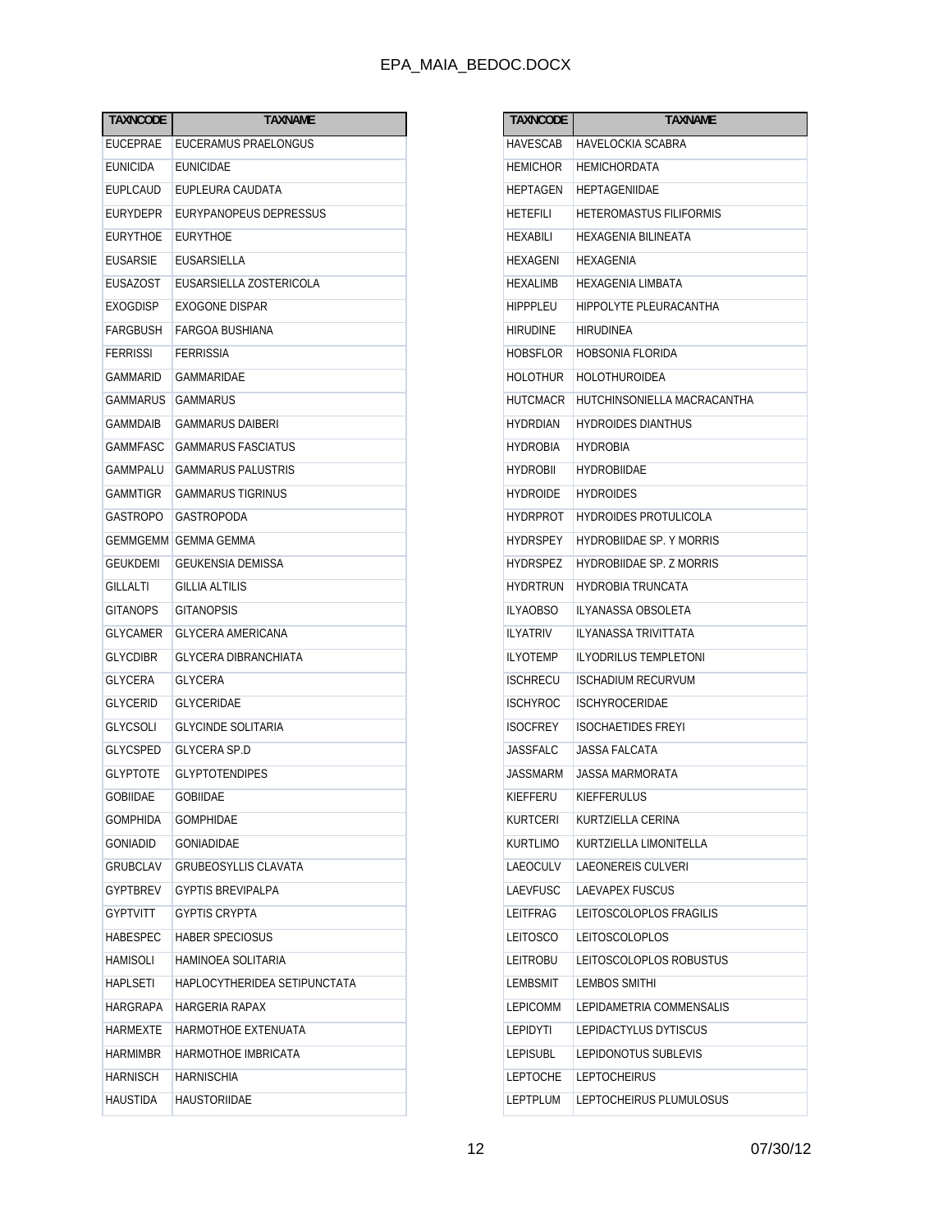| TAXNCODE | TAXNAME |
|---|---|
| EUCEPRAE | EUCERAMUS PRAELONGUS |
| EUNICIDA | EUNICIDAE |
| EUPLCAUD | EUPLEURA CAUDATA |
| EURYDEPR | EURYPANOPEUS DEPRESSUS |
| EURYTHOE | EURYTHOE |
| EUSARSIE | EUSARSIELLA |
| EUSAZOST | EUSARSIELLA ZOSTERICOLA |
| EXOGDISP | EXOGONE DISPAR |
| FARGBUSH | FARGOA BUSHIANA |
| FERRISSI | FERRISSIA |
| GAMMARID | GAMMARIDAE |
| GAMMARUS | GAMMARUS |
| GAMMDAIB | GAMMARUS DAIBERI |
| GAMMFASC | GAMMARUS FASCIATUS |
| GAMMPALU | GAMMARUS PALUSTRIS |
| GAMMTIGR | GAMMARUS TIGRINUS |
| GASTROPO | GASTROPODA |
| GEMMGEMM | GEMMA GEMMA |
| GEUKDEMI | GEUKENSIA DEMISSA |
| GILLALTI | GILLIA ALTILIS |
| GITANOPS | GITANOPSIS |
| GLYCAMER | GLYCERA AMERICANA |
| GLYCDIBR | GLYCERA DIBRANCHIATA |
| GLYCERA | GLYCERA |
| GLYCERID | GLYCERIDAE |
| GLYCSOLI | GLYCINDE SOLITARIA |
| GLYCSPED | GLYCERA SP.D |
| GLYPTOTE | GLYPTOTENDIPES |
| GOBIIDAE | GOBIIDAE |
| GOMPHIDA | GOMPHIDAE |
| GONIADID | GONIADIDAE |
| GRUBCLAV | GRUBEOSYLLIS CLAVATA |
| GYPTBREV | GYPTIS BREVIPALPA |
| GYPTVITT | GYPTIS CRYPTA |
| HABESPEC | HABER SPECIOSUS |
| HAMISOLI | HAMINOEA SOLITARIA |
| HAPLSETI | HAPLOCYTHERIDEA SETIPUNCTATA |
| HARGRAPA | HARGERIA RAPAX |
| HARMEXTE | HARMOTHOE EXTENUATA |
| HARMIMBR | HARMOTHOE IMBRICATA |
| HARNISCH | HARNISCHIA |
| HAUSTIDA | HAUSTORIIDAE |
| HAVESCAB | HAVELOCKIA SCABRA |
| HEMICHOR | HEMICHORDATA |
| HEPTAGEN | HEPTAGENIIDAE |
| HETEFILI | HETEROMASTUS FILIFORMIS |
| HEXABILI | HEXAGENIA BILINEATA |
| HEXAGENI | HEXAGENIA |
| HEXALIMB | HEXAGENIA LIMBATA |
| HIPPPLEU | HIPPOLYTE PLEURACANTHA |
| HIRUDINE | HIRUDINEA |
| HOBSFLOR | HOBSONIA FLORIDA |
| HOLOTHUR | HOLOTHUROIDEA |
| HUTCMACR | HUTCHINSONIELLA MACRACANTHA |
| HYDRDIAN | HYDROIDES DIANTHUS |
| HYDROBIA | HYDROBIA |
| HYDROBII | HYDROBIIDAE |
| HYDROIDE | HYDROIDES |
| HYDRPROT | HYDROIDES PROTULICOLA |
| HYDRSPEY | HYDROBIIDAE SP. Y MORRIS |
| HYDRSPEZ | HYDROBIIDAE SP. Z MORRIS |
| HYDRTRUN | HYDROBIA TRUNCATA |
| ILYAOBSO | ILYANASSA OBSOLETA |
| ILYATRIV | ILYANASSA TRIVITTATA |
| ILYOTEMP | ILYODRILUS TEMPLETONI |
| ISCHRECU | ISCHADIUM RECURVUM |
| ISCHYROC | ISCHYROCERIDAE |
| ISOCFREY | ISOCHAETIDES FREYI |
| JASSFALC | JASSA FALCATA |
| JASSMARM | JASSA MARMORATA |
| KIEFFERU | KIEFFERULUS |
| KURTCERI | KURTZIELLA CERINA |
| KURTLIMO | KURTZIELLA LIMONITELLA |
| LAEOCULV | LAEONEREIS CULVERI |
| LAEVFUSC | LAEVAPEX FUSCUS |
| LEITFRAG | LEITOSCOLOPLOS FRAGILIS |
| LEITOSCO | LEITOSCOLOPLOS |
| LEITROBU | LEITOSCOLOPLOS ROBUSTUS |
| LEMBSMIT | LEMBOS SMITHI |
| LEPICOMM | LEPIDAMETRIA COMMENSALIS |
| LEPIDYTI | LEPIDACTYLUS DYTISCUS |
| LEPISUBL | LEPIDONOTUS SUBLEVIS |
| LEPTOCHE | LEPTOCHEIRUS |
| LEPTPLUM | LEPTOCHEIRUS PLUMULOSUS |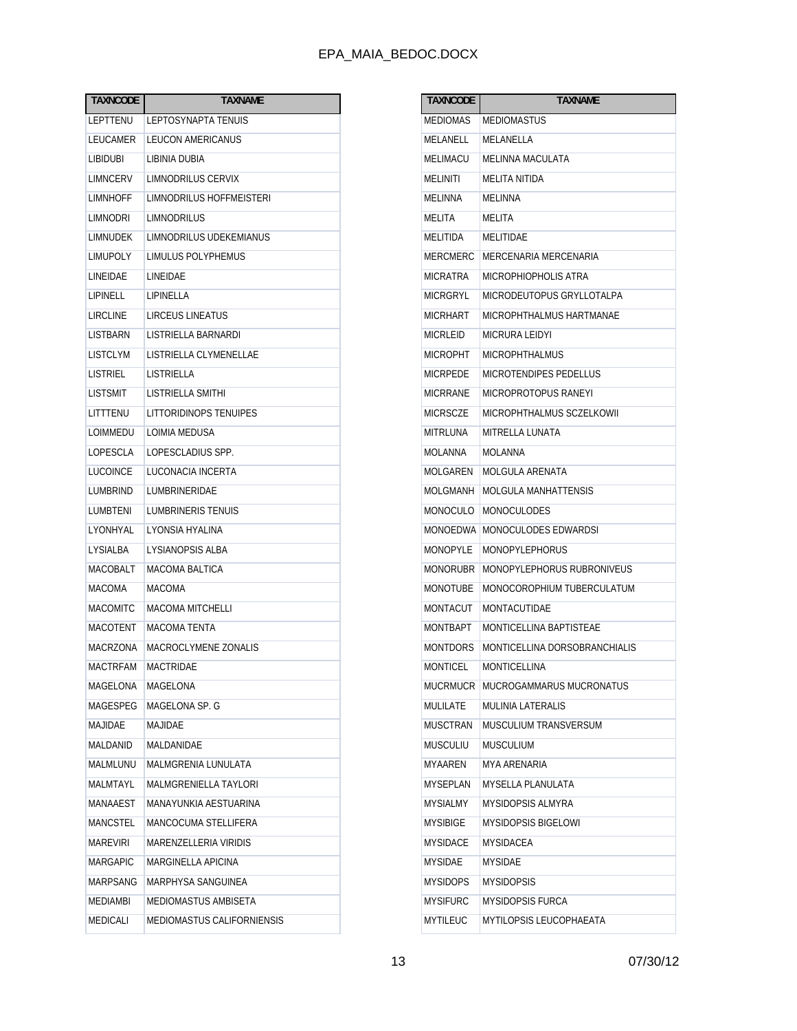| TAXNCODE | TAXNAME |
| --- | --- |
| LEPTTENU | LEPTOSYNAPTA TENUIS |
| LEUCAMER | LEUCON AMERICANUS |
| LIBIDUBI | LIBINIA DUBIA |
| LIMNCERV | LIMNODRILUS CERVIX |
| LIMNHOFF | LIMNODRILUS HOFFMEISTERI |
| LIMNODRI | LIMNODRILUS |
| LIMNUDEK | LIMNODRILUS UDEKEMIANUS |
| LIMUPOLY | LIMULUS POLYPHEMUS |
| LINEIDAE | LINEIDAE |
| LIPINELL | LIPINELLA |
| LIRCLINE | LIRCEUS LINEATUS |
| LISTBARN | LISTRIELLA BARNARDI |
| LISTCLYM | LISTRIELLA CLYMENELLAE |
| LISTRIEL | LISTRIELLA |
| LISTSMIT | LISTRIELLA SMITHI |
| LITTTENU | LITTORIDINOPS TENUIPES |
| LOIMMEDU | LOIMIA MEDUSA |
| LOPESCLA | LOPESCLADIUS SPP. |
| LUCOINCE | LUCONACIA INCERTA |
| LUMBRIND | LUMBRINERIDAE |
| LUMBTENI | LUMBRINERIS TENUIS |
| LYONHYAL | LYONSIA HYALINA |
| LYSIALBA | LYSIANOPSIS ALBA |
| MACOBALT | MACOMA BALTICA |
| MACOMA | MACOMA |
| MACOMITC | MACOMA MITCHELLI |
| MACOTENT | MACOMA TENTA |
| MACRZONA | MACROCLYMENE ZONALIS |
| MACTRFAM | MACTRIDAE |
| MAGELONA | MAGELONA |
| MAGESPEG | MAGELONA SP. G |
| MAJIDAE | MAJIDAE |
| MALDANID | MALDANIDAE |
| MALMLUNU | MALMGRENIA LUNULATA |
| MALMTAYL | MALMGRENIELLA TAYLORI |
| MANAAEST | MANAYUNKIA AESTUARINA |
| MANCSTEL | MANCOCUMA STELLIFERA |
| MAREVIRI | MARENZELLERIA VIRIDIS |
| MARGAPIC | MARGINELLA APICINA |
| MARPSANG | MARPHYSA SANGUINEA |
| MEDIAMBI | MEDIOMASTUS AMBISETA |
| MEDICALI | MEDIOMASTUS CALIFORNIENSIS |
| MEDIOMAS | MEDIOMASTUS |
| MELANELL | MELANELLA |
| MELIMACU | MELINNA MACULATA |
| MELINITI | MELITA NITIDA |
| MELINNA | MELINNA |
| MELITA | MELITA |
| MELITIDA | MELITIDAE |
| MERCMERC | MERCENARIA MERCENARIA |
| MICRATRA | MICROPHIOPHOLIS ATRA |
| MICRGRYL | MICRODEUTOPUS GRYLLOTALPA |
| MICRHART | MICROPHTHALMUS HARTMANAE |
| MICRLEID | MICRURA LEIDYI |
| MICROPHT | MICROPHTHALMUS |
| MICRPEDE | MICROTENDIPES PEDELLUS |
| MICRRANE | MICROPROTOPUS RANEYI |
| MICRSCZE | MICROPHTHALMUS SCZELKOWII |
| MITRLUNA | MITRELLA LUNATA |
| MOLANNA | MOLANNA |
| MOLGAREN | MOLGULA ARENATA |
| MOLGMANH | MOLGULA MANHATTENSIS |
| MONOCULO | MONOCULODES |
| MONOEDWA | MONOCULODES EDWARDSI |
| MONOPYLE | MONOPYLEPHORUS |
| MONORUBR | MONOPYLEPHORUS RUBRONIVEUS |
| MONOTUBE | MONOCOROPHIUM TUBERCULATUM |
| MONTACUT | MONTACUTIDAE |
| MONTBAPT | MONTICELLINA BAPTISTEAE |
| MONTDORS | MONTICELLINA DORSOBRANCHIALIS |
| MONTICEL | MONTICELLINA |
| MUCRMUCR | MUCROGAMMARUS MUCRONATUS |
| MULILATE | MULINIA LATERALIS |
| MUSCTRAN | MUSCULIUM TRANSVERSUM |
| MUSCULIU | MUSCULIUM |
| MYAAREN | MYA ARENARIA |
| MYSEPLAN | MYSELLA PLANULATA |
| MYSIALMY | MYSIDOPSIS ALMYRA |
| MYSIBIGE | MYSIDOPSIS BIGELOWI |
| MYSIDACE | MYSIDACEA |
| MYSIDAE | MYSIDAE |
| MYSIDOPS | MYSIDOPSIS |
| MYSIFURC | MYSIDOPSIS FURCA |
| MYTILEUC | MYTILOPSIS LEUCOPHAEATA |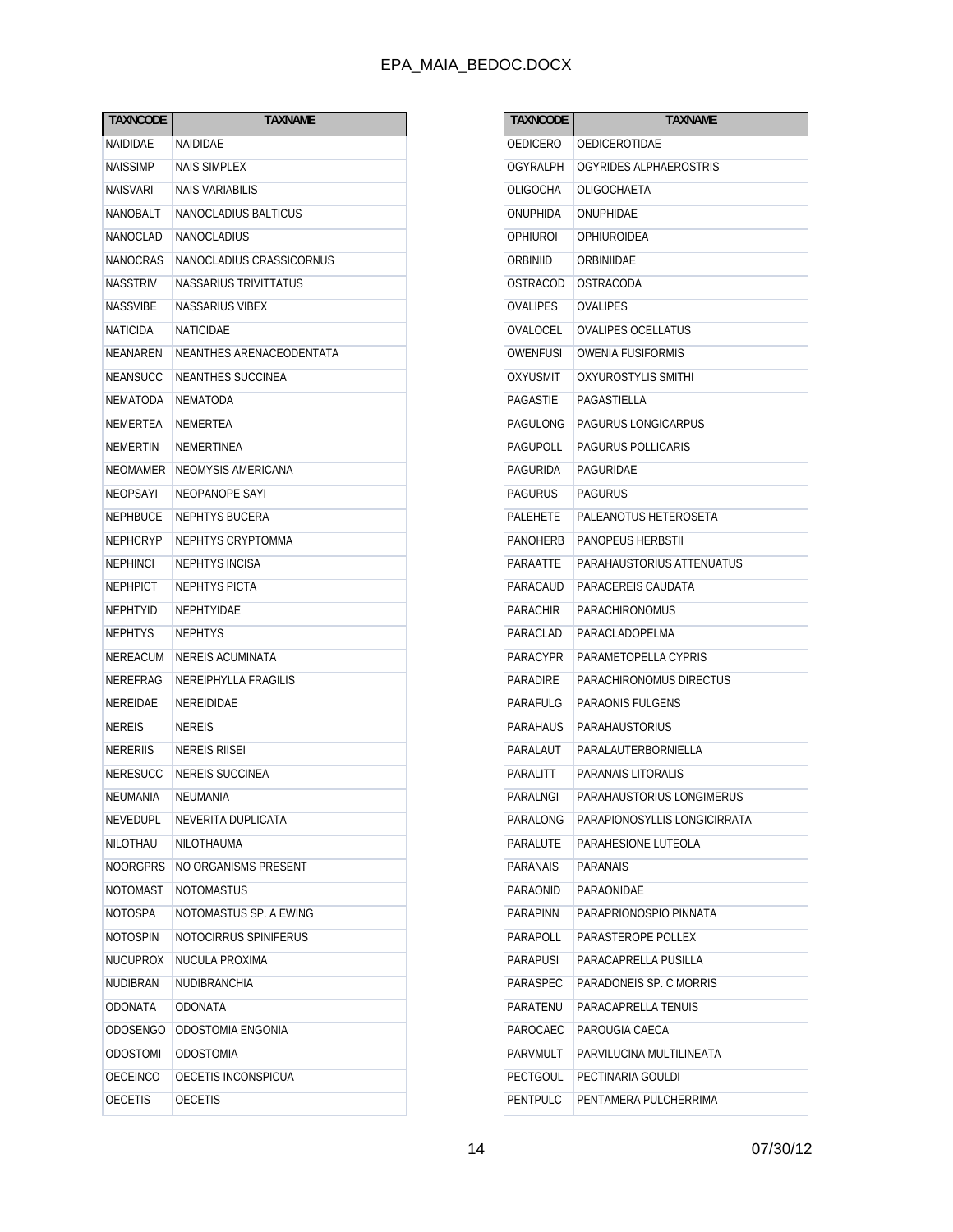| TAXNCODE | TAXNAME |
|---|---|
| NAIDIDAE | NAIDIDAE |
| NAISSIMP | NAIS SIMPLEX |
| NAISVARI | NAIS VARIABILIS |
| NANOBALT | NANOCLADIUS BALTICUS |
| NANOCLAD | NANOCLADIUS |
| NANOCRAS | NANOCLADIUS CRASSICORNUS |
| NASSTRIV | NASSARIUS TRIVITTATUS |
| NASSVIBE | NASSARIUS VIBEX |
| NATICIDA | NATICIDAE |
| NEANAREN | NEANTHES ARENACEODENTATA |
| NEANSUCC | NEANTHES SUCCINEA |
| NEMATODA | NEMATODA |
| NEMERTEA | NEMERTEA |
| NEMERTIN | NEMERTINEA |
| NEOMAMER | NEOMYSIS AMERICANA |
| NEOPSAYI | NEOPANOPE SAYI |
| NEPHBUCE | NEPHTYS BUCERA |
| NEPHCRYP | NEPHTYS CRYPTOMMA |
| NEPHINCI | NEPHTYS INCISA |
| NEPHPICT | NEPHTYS PICTA |
| NEPHTYID | NEPHTYIDAE |
| NEPHTYS | NEPHTYS |
| NEREACUM | NEREIS ACUMINATA |
| NEREFRAG | NEREIPHYLLA FRAGILIS |
| NEREIDAE | NEREIDIDAE |
| NEREIS | NEREIS |
| NERERIIS | NEREIS RIISEI |
| NERESUCC | NEREIS SUCCINEA |
| NEUMANIA | NEUMANIA |
| NEVEDUPL | NEVERITA DUPLICATA |
| NILOTHAU | NILOTHAUMA |
| NOORGPRS | NO ORGANISMS PRESENT |
| NOTOMAST | NOTOMASTUS |
| NOTOSPA | NOTOMASTUS SP. A EWING |
| NOTOSPIN | NOTOCIRRUS SPINIFERUS |
| NUCUPROX | NUCULA PROXIMA |
| NUDIBRAN | NUDIBRANCHIA |
| ODONATA | ODONATA |
| ODOSENGO | ODOSTOMIA ENGONIA |
| ODOSTOMI | ODOSTOMIA |
| OECEINCO | OECETIS INCONSPICUA |
| OECETIS | OECETIS |
| OEDICERO | OEDICEROTIDAE |
| OGYRALPH | OGYRIDES ALPHAEROSTRIS |
| OLIGOCHA | OLIGOCHAETA |
| ONUPHIDA | ONUPHIDAE |
| OPHIUROI | OPHIUROIDEA |
| ORBINIID | ORBINIIDAE |
| OSTRACOD | OSTRACODA |
| OVALIPES | OVALIPES |
| OVALOCEL | OVALIPES OCELLATUS |
| OWENFUSI | OWENIA FUSIFORMIS |
| OXYUSMIT | OXYUROSTYLIS SMITHI |
| PAGASTIE | PAGASTIELLA |
| PAGULONG | PAGURUS LONGICARPUS |
| PAGUPOLL | PAGURUS POLLICARIS |
| PAGURIDA | PAGURIDAE |
| PAGURUS | PAGURUS |
| PALEHETE | PALEANOTUS HETEROSETA |
| PANOHERB | PANOPEUS HERBSTII |
| PARAATTE | PARAHAUSTORIUS ATTENUATUS |
| PARACAUD | PARACEREIS CAUDATA |
| PARACHIR | PARACHIRONOMUS |
| PARACLAD | PARACLADOPELMA |
| PARACYPR | PARAMETOPELLA CYPRIS |
| PARADIRE | PARACHIRONOMUS DIRECTUS |
| PARAFULG | PARAONIS FULGENS |
| PARAHAUS | PARAHAUSTORIUS |
| PARALAUT | PARALAUTERBORNIELLA |
| PARALITT | PARANAIS LITORALIS |
| PARALNGI | PARAHAUSTORIUS LONGIMERUS |
| PARALONG | PARAPIONOSYLLIS LONGICIRRATA |
| PARALUTE | PARAHESIONE LUTEOLA |
| PARANAIS | PARANAIS |
| PARAONID | PARAONIDAE |
| PARAPINN | PARAPRIONOSPIO PINNATA |
| PARAPOLL | PARASTEROPE POLLEX |
| PARAPUSI | PARACAPRELLA PUSILLA |
| PARASPEC | PARADONEIS SP. C MORRIS |
| PARATENU | PARACAPRELLA TENUIS |
| PAROCAEC | PAROUGIA CAECA |
| PARVMULT | PARVILUCINA MULTILINEATA |
| PECTGOUL | PECTINARIA GOULDI |
| PENTPULC | PENTAMERA PULCHERRIMA |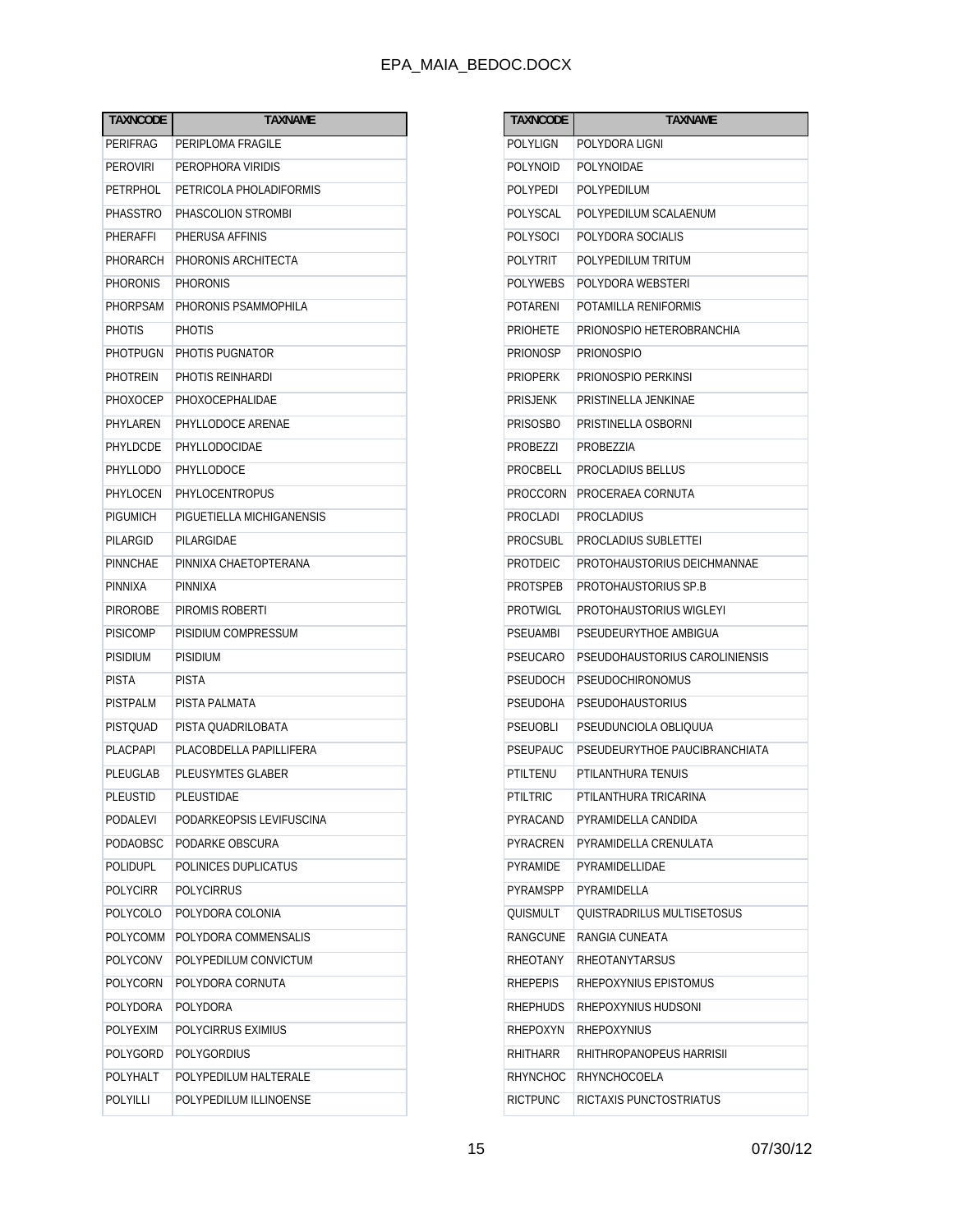| TAXNCODE | TAXNAME |
| --- | --- |
| PERIFRAG | PERIPLOMA FRAGILE |
| PEROVIRI | PEROPHORA VIRIDIS |
| PETRPHOL | PETRICOLA PHOLADIFORMIS |
| PHASSTRO | PHASCOLION STROMBI |
| PHERAFFI | PHERUSA AFFINIS |
| PHORARCH | PHORONIS ARCHITECTA |
| PHORONIS | PHORONIS |
| PHORPSAM | PHORONIS PSAMMOPHILA |
| PHOTIS | PHOTIS |
| PHOTPUGN | PHOTIS PUGNATOR |
| PHOTREIN | PHOTIS REINHARDI |
| PHOXOCEP | PHOXOCEPHALIDAE |
| PHYLAREN | PHYLLODOCE ARENAE |
| PHYLDCDE | PHYLLODOCIDAE |
| PHYLLODO | PHYLLODOCE |
| PHYLOCEN | PHYLOCENTROPUS |
| PIGUMICH | PIGUETIELLA MICHIGANENSIS |
| PILARGID | PILARGIDAE |
| PINNCHAE | PINNIXA CHAETOPTERANA |
| PINNIXA | PINNIXA |
| PIROROBE | PIROMIS ROBERTI |
| PISICOMP | PISIDIUM COMPRESSUM |
| PISIDIUM | PISIDIUM |
| PISTA | PISTA |
| PISTPALM | PISTA PALMATA |
| PISTQUAD | PISTA QUADRILOBATA |
| PLACPAPI | PLACOBDELLA PAPILLIFERA |
| PLEUGLAB | PLEUSYMTES GLABER |
| PLEUSTID | PLEUSTIDAE |
| PODALEVI | PODARKEOPSIS LEVIFUSCINA |
| PODAOBSC | PODARKE OBSCURA |
| POLIDUPL | POLINICES DUPLICATUS |
| POLYCIRR | POLYCIRRUS |
| POLYCOLO | POLYDORA COLONIA |
| POLYCOMM | POLYDORA COMMENSALIS |
| POLYCONV | POLYPEDILUM CONVICTUM |
| POLYCORN | POLYDORA CORNUTA |
| POLYDORA | POLYDORA |
| POLYEXIM | POLYCIRRUS EXIMIUS |
| POLYGORD | POLYGORDIUS |
| POLYHALT | POLYPEDILUM HALTERALE |
| POLYILLI | POLYPEDILUM ILLINOENSE |
| POLYLIGN | POLYDORA LIGNI |
| POLYNOID | POLYNOIDAE |
| POLYPEDI | POLYPEDILUM |
| POLYSCAL | POLYPEDILUM SCALAENUM |
| POLYSOCI | POLYDORA SOCIALIS |
| POLYTRIT | POLYPEDILUM TRITUM |
| POLYWEBS | POLYDORA WEBSTERI |
| POTARENI | POTAMILLA RENIFORMIS |
| PRIOHETE | PRIONOSPIO HETEROBRANCHIA |
| PRIONOSP | PRIONOSPIO |
| PRIOPERK | PRIONOSPIO PERKINSI |
| PRISJENK | PRISTINELLA JENKINAE |
| PRISOSBO | PRISTINELLA OSBORNI |
| PROBEZZI | PROBEZZIA |
| PROCBELL | PROCLADIUS BELLUS |
| PROCCORN | PROCERAEA CORNUTA |
| PROCLADI | PROCLADIUS |
| PROCSUBL | PROCLADIUS SUBLETTEI |
| PROTDEIC | PROTOHAUSTORIUS DEICHMANNAE |
| PROTSPEB | PROTOHAUSTORIUS SP.B |
| PROTWIGL | PROTOHAUSTORIUS WIGLEYI |
| PSEUAMBI | PSEUDEURYTHOE AMBIGUA |
| PSEUCARO | PSEUDOHAUSTORIUS CAROLINIENSIS |
| PSEUDOCH | PSEUDOCHIRONOMUS |
| PSEUDOHA | PSEUDOHAUSTORIUS |
| PSEUOBLI | PSEUDUNCIOLA OBLIQUUA |
| PSEUPAUC | PSEUDEURYTHOE PAUCIBRANCHIATA |
| PTILTENU | PTILANTHURA TENUIS |
| PTILTRIC | PTILANTHURA TRICARINA |
| PYRACAND | PYRAMIDELLA CANDIDA |
| PYRACREN | PYRAMIDELLA CRENULATA |
| PYRAMIDE | PYRAMIDELLIDAE |
| PYRAMSPP | PYRAMIDELLA |
| QUISMULT | QUISTRADRILUS MULTISETOSUS |
| RANGCUNE | RANGIA CUNEATA |
| RHEOTANY | RHEOTANYTARSUS |
| RHEPEPIS | RHEPOXYNIUS EPISTOMUS |
| RHEPHUDS | RHEPOXYNIUS HUDSONI |
| RHEPOXYN | RHEPOXYNIUS |
| RHITHARR | RHITHROPANOPEUS HARRISII |
| RHYNCHOC | RHYNCHOCOELA |
| RICTPUNC | RICTAXIS PUNCTOSTRIATUS |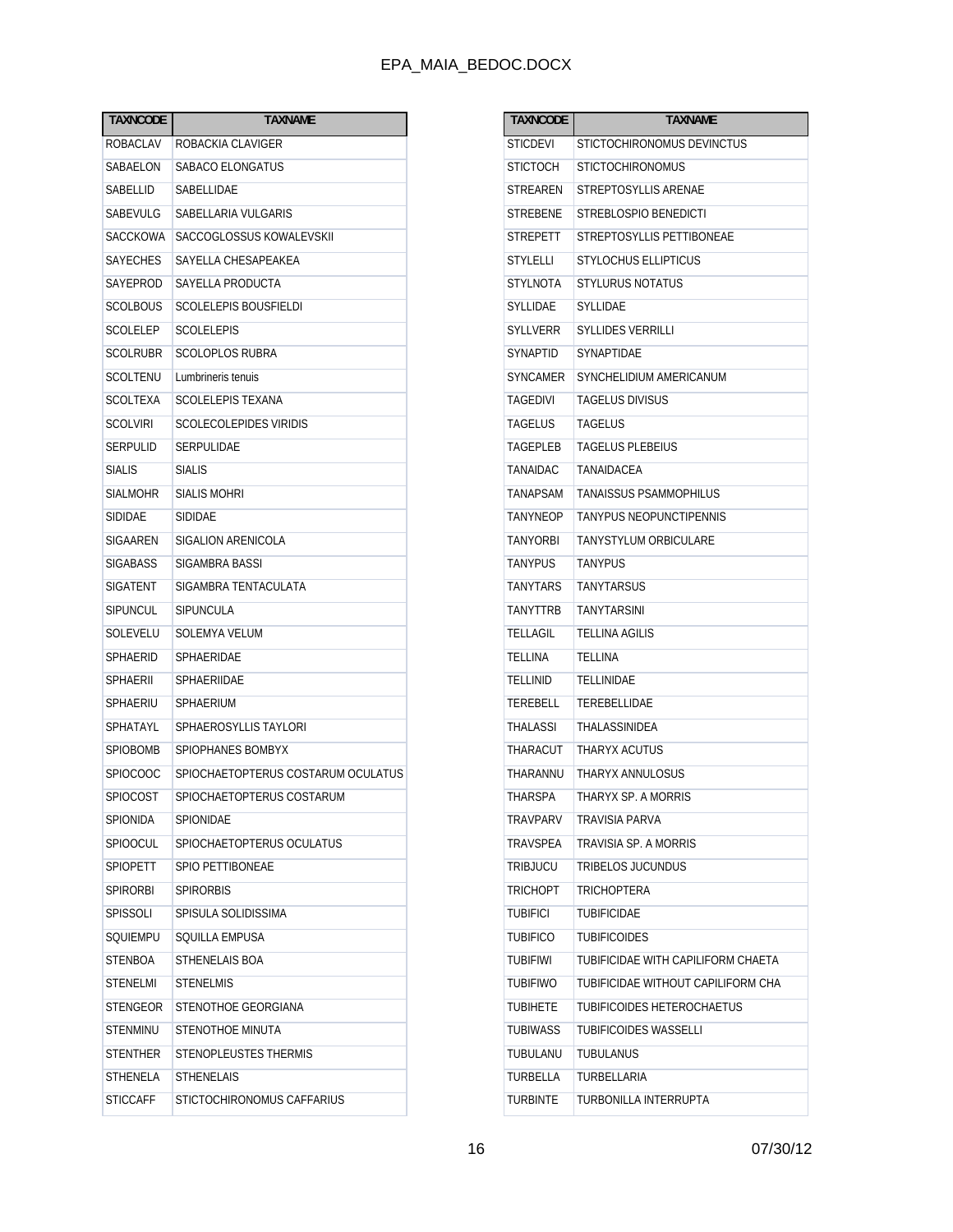| TAXNCODE | TAXNAME |
|---|---|
| ROBACLAV | ROBACKIA CLAVIGER |
| SABAELON | SABACO ELONGATUS |
| SABELLID | SABELLIDAE |
| SABEVULG | SABELLARIA VULGARIS |
| SACCKOWA | SACCOGLOSSUS KOWALEVSKII |
| SAYECHES | SAYELLA CHESAPEAKEA |
| SAYEPROD | SAYELLA PRODUCTA |
| SCOLBOUS | SCOLELEPIS BOUSFIELDI |
| SCOLELEP | SCOLELEPIS |
| SCOLRUBR | SCOLOPLOS RUBRA |
| SCOLTENU | Lumbrineris tenuis |
| SCOLTEXA | SCOLELEPIS TEXANA |
| SCOLVIRI | SCOLECOLEPIDES VIRIDIS |
| SERPULID | SERPULIDAE |
| SIALIS | SIALIS |
| SIALMOHR | SIALIS MOHRI |
| SIDIDAE | SIDIDAE |
| SIGAAREN | SIGALION ARENICOLA |
| SIGABASS | SIGAMBRA BASSI |
| SIGATENT | SIGAMBRA TENTACULATA |
| SIPUNCUL | SIPUNCULA |
| SOLEVELU | SOLEMYA VELUM |
| SPHAERID | SPHAERIDAE |
| SPHAERII | SPHAERIIDAE |
| SPHAERIU | SPHAERIUM |
| SPHATAYL | SPHAEROSYLLIS TAYLORI |
| SPIOBOMB | SPIOPHANES BOMBYX |
| SPIOCOOC | SPIOCHAETOPTERUS COSTARUM OCULATUS |
| SPIOCOST | SPIOCHAETOPTERUS COSTARUM |
| SPIONIDA | SPIONIDAE |
| SPIOOCUL | SPIOCHAETOPTERUS OCULATUS |
| SPIOPETT | SPIO PETTIBONEAE |
| SPIRORBI | SPIRORBIS |
| SPISSOLI | SPISULA SOLIDISSIMA |
| SQUIEMPU | SQUILLA EMPUSA |
| STENBOA | STHENELAIS BOA |
| STENELMI | STENELMIS |
| STENGEOR | STENOTHOE GEORGIANA |
| STENMINU | STENOTHOE MINUTA |
| STENTHER | STENOPLEUSTES THERMIS |
| STHENELA | STHENELAIS |
| STICCAFF | STICTOCHIRONOMUS CAFFARIUS |
| STICDEVI | STICTOCHIRONOMUS DEVINCTUS |
| STICTOCH | STICTOCHIRONOMUS |
| STREAREN | STREPTOSYLLIS ARENAE |
| STREBENE | STREBLOSPIO BENEDICTI |
| STREPETT | STREPTOSYLLIS PETTIBONEAE |
| STYLELLI | STYLOCHUS ELLIPTICUS |
| STYLNOTA | STYLURUS NOTATUS |
| SYLLIDAE | SYLLIDAE |
| SYLLVERR | SYLLIDES VERRILLI |
| SYNAPTID | SYNAPTIDAE |
| SYNCAMER | SYNCHELIDIUM AMERICANUM |
| TAGEDIVI | TAGELUS DIVISUS |
| TAGELUS | TAGELUS |
| TAGEPLEB | TAGELUS PLEBEIUS |
| TANAIDAC | TANAIDACEA |
| TANAPSAM | TANAISSUS PSAMMOPHILUS |
| TANYNEOP | TANYPUS NEOPUNCTIPENNIS |
| TANYORBI | TANYSTYLUM ORBICULARE |
| TANYPUS | TANYPUS |
| TANYTARS | TANYTARSUS |
| TANYTTRB | TANYTARSINI |
| TELLAGIL | TELLINA AGILIS |
| TELLINA | TELLINA |
| TELLINID | TELLINIDAE |
| TEREBELL | TEREBELLIDAE |
| THALASSI | THALASSINIDEA |
| THARACUT | THARYX ACUTUS |
| THARANNU | THARYX ANNULOSUS |
| THARSPA | THARYX SP. A MORRIS |
| TRAVPARV | TRAVISIA PARVA |
| TRAVSPEA | TRAVISIA SP. A MORRIS |
| TRIBJUCU | TRIBELOS JUCUNDUS |
| TRICHOPT | TRICHOPTERA |
| TUBIFICI | TUBIFICIDAE |
| TUBIFICO | TUBIFICOIDES |
| TUBIFIWI | TUBIFICIDAE WITH CAPILIFORM CHAETA |
| TUBIFIWO | TUBIFICIDAE WITHOUT CAPILIFORM CHA |
| TUBIHETE | TUBIFICOIDES HETEROCHAETUS |
| TUBIWASS | TUBIFICOIDES WASSELLI |
| TUBULANU | TUBULANUS |
| TURBELLA | TURBELLARIA |
| TURBINTE | TURBONILLA INTERRUPTA |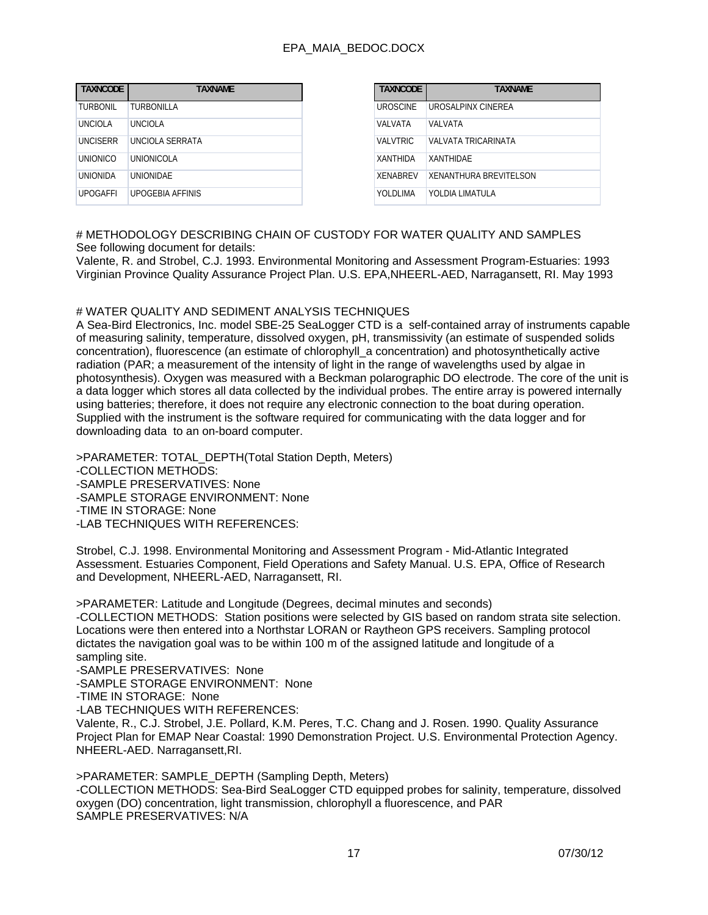| TAXNCODE | TAXNAME |
|---|---|
| TURBONIL | TURBONILLA |
| UNCIOLA | UNCIOLA |
| UNCISERR | UNCIOLA SERRATA |
| UNIONICO | UNIONICOLA |
| UNIONIDA | UNIONIDAE |
| UPOGAFFI | UPOGEBIA AFFINIS |

| TAXNCODE | TAXNAME |
|---|---|
| UROSCINE | UROSALPINX CINEREA |
| VALVATA | VALVATA |
| VALVTRIC | VALVATA TRICARINATA |
| XANTHIDA | XANTHIDAE |
| XENABREV | XENANTHURA BREVITELSON |
| YOLDLIMA | YOLDIA LIMATULA |

# METHODOLOGY DESCRIBING CHAIN OF CUSTODY FOR WATER QUALITY AND SAMPLES

See following document for details:
Valente, R. and Strobel, C.J. 1993. Environmental Monitoring and Assessment Program-Estuaries: 1993 Virginian Province Quality Assurance Project Plan. U.S. EPA,NHEERL-AED, Narragansett, RI. May 1993

# WATER QUALITY AND SEDIMENT ANALYSIS TECHNIQUES

A Sea-Bird Electronics, Inc. model SBE-25 SeaLogger CTD is a self-contained array of instruments capable of measuring salinity, temperature, dissolved oxygen, pH, transmissivity (an estimate of suspended solids concentration), fluorescence (an estimate of chlorophyll_a concentration) and photosynthetically active radiation (PAR; a measurement of the intensity of light in the range of wavelengths used by algae in photosynthesis). Oxygen was measured with a Beckman polarographic DO electrode. The core of the unit is a data logger which stores all data collected by the individual probes. The entire array is powered internally using batteries; therefore, it does not require any electronic connection to the boat during operation. Supplied with the instrument is the software required for communicating with the data logger and for downloading data to an on-board computer.

>PARAMETER: TOTAL_DEPTH(Total Station Depth, Meters)
-COLLECTION METHODS:
-SAMPLE PRESERVATIVES: None
-SAMPLE STORAGE ENVIRONMENT: None
-TIME IN STORAGE: None
-LAB TECHNIQUES WITH REFERENCES:

Strobel, C.J. 1998. Environmental Monitoring and Assessment Program - Mid-Atlantic Integrated Assessment. Estuaries Component, Field Operations and Safety Manual. U.S. EPA, Office of Research and Development, NHEERL-AED, Narragansett, RI.

>PARAMETER: Latitude and Longitude (Degrees, decimal minutes and seconds)
-COLLECTION METHODS: Station positions were selected by GIS based on random strata site selection. Locations were then entered into a Northstar LORAN or Raytheon GPS receivers. Sampling protocol dictates the navigation goal was to be within 100 m of the assigned latitude and longitude of a sampling site.
-SAMPLE PRESERVATIVES: None
-SAMPLE STORAGE ENVIRONMENT: None
-TIME IN STORAGE: None
-LAB TECHNIQUES WITH REFERENCES:
Valente, R., C.J. Strobel, J.E. Pollard, K.M. Peres, T.C. Chang and J. Rosen. 1990. Quality Assurance Project Plan for EMAP Near Coastal: 1990 Demonstration Project. U.S. Environmental Protection Agency. NHEERL-AED. Narragansett,RI.

>PARAMETER: SAMPLE_DEPTH (Sampling Depth, Meters)
-COLLECTION METHODS: Sea-Bird SeaLogger CTD equipped probes for salinity, temperature, dissolved oxygen (DO) concentration, light transmission, chlorophyll a fluorescence, and PAR
SAMPLE PRESERVATIVES: N/A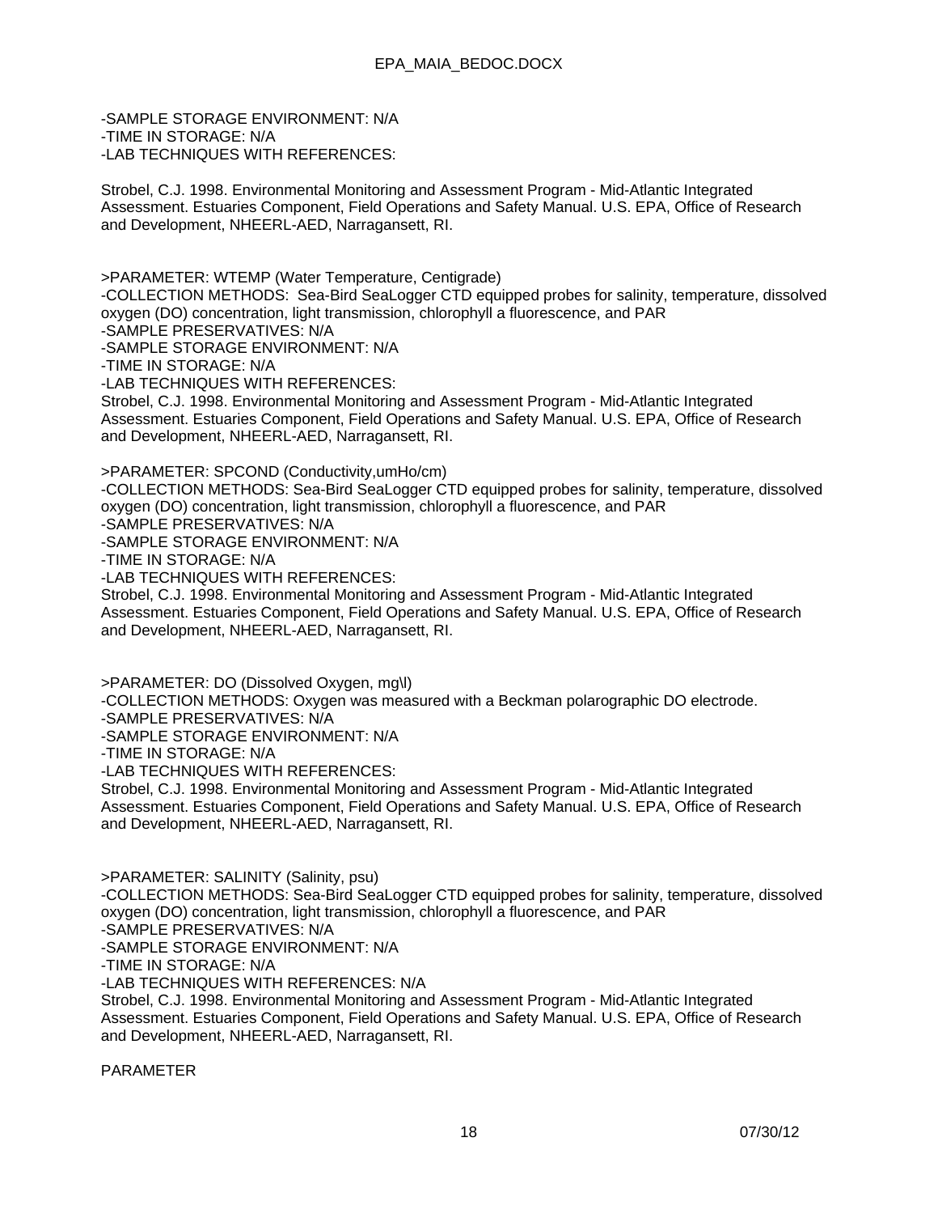-SAMPLE STORAGE ENVIRONMENT: N/A
-TIME IN STORAGE: N/A
-LAB TECHNIQUES WITH REFERENCES:

Strobel, C.J. 1998. Environmental Monitoring and Assessment Program - Mid-Atlantic Integrated Assessment. Estuaries Component, Field Operations and Safety Manual. U.S. EPA, Office of Research and Development, NHEERL-AED, Narragansett, RI.

>PARAMETER: WTEMP (Water Temperature, Centigrade)
-COLLECTION METHODS: Sea-Bird SeaLogger CTD equipped probes for salinity, temperature, dissolved oxygen (DO) concentration, light transmission, chlorophyll a fluorescence, and PAR
-SAMPLE PRESERVATIVES: N/A
-SAMPLE STORAGE ENVIRONMENT: N/A
-TIME IN STORAGE: N/A
-LAB TECHNIQUES WITH REFERENCES:
Strobel, C.J. 1998. Environmental Monitoring and Assessment Program - Mid-Atlantic Integrated Assessment. Estuaries Component, Field Operations and Safety Manual. U.S. EPA, Office of Research and Development, NHEERL-AED, Narragansett, RI.

>PARAMETER: SPCOND (Conductivity,umHo/cm)
-COLLECTION METHODS: Sea-Bird SeaLogger CTD equipped probes for salinity, temperature, dissolved oxygen (DO) concentration, light transmission, chlorophyll a fluorescence, and PAR
-SAMPLE PRESERVATIVES: N/A
-SAMPLE STORAGE ENVIRONMENT: N/A
-TIME IN STORAGE: N/A
-LAB TECHNIQUES WITH REFERENCES:
Strobel, C.J. 1998. Environmental Monitoring and Assessment Program - Mid-Atlantic Integrated Assessment. Estuaries Component, Field Operations and Safety Manual. U.S. EPA, Office of Research and Development, NHEERL-AED, Narragansett, RI.

>PARAMETER: DO (Dissolved Oxygen, mg\l)
-COLLECTION METHODS: Oxygen was measured with a Beckman polarographic DO electrode.
-SAMPLE PRESERVATIVES: N/A
-SAMPLE STORAGE ENVIRONMENT: N/A
-TIME IN STORAGE: N/A
-LAB TECHNIQUES WITH REFERENCES:
Strobel, C.J. 1998. Environmental Monitoring and Assessment Program - Mid-Atlantic Integrated Assessment. Estuaries Component, Field Operations and Safety Manual. U.S. EPA, Office of Research and Development, NHEERL-AED, Narragansett, RI.

>PARAMETER: SALINITY (Salinity, psu)
-COLLECTION METHODS: Sea-Bird SeaLogger CTD equipped probes for salinity, temperature, dissolved oxygen (DO) concentration, light transmission, chlorophyll a fluorescence, and PAR
-SAMPLE PRESERVATIVES: N/A
-SAMPLE STORAGE ENVIRONMENT: N/A
-TIME IN STORAGE: N/A
-LAB TECHNIQUES WITH REFERENCES: N/A
Strobel, C.J. 1998. Environmental Monitoring and Assessment Program - Mid-Atlantic Integrated Assessment. Estuaries Component, Field Operations and Safety Manual. U.S. EPA, Office of Research and Development, NHEERL-AED, Narragansett, RI.

PARAMETER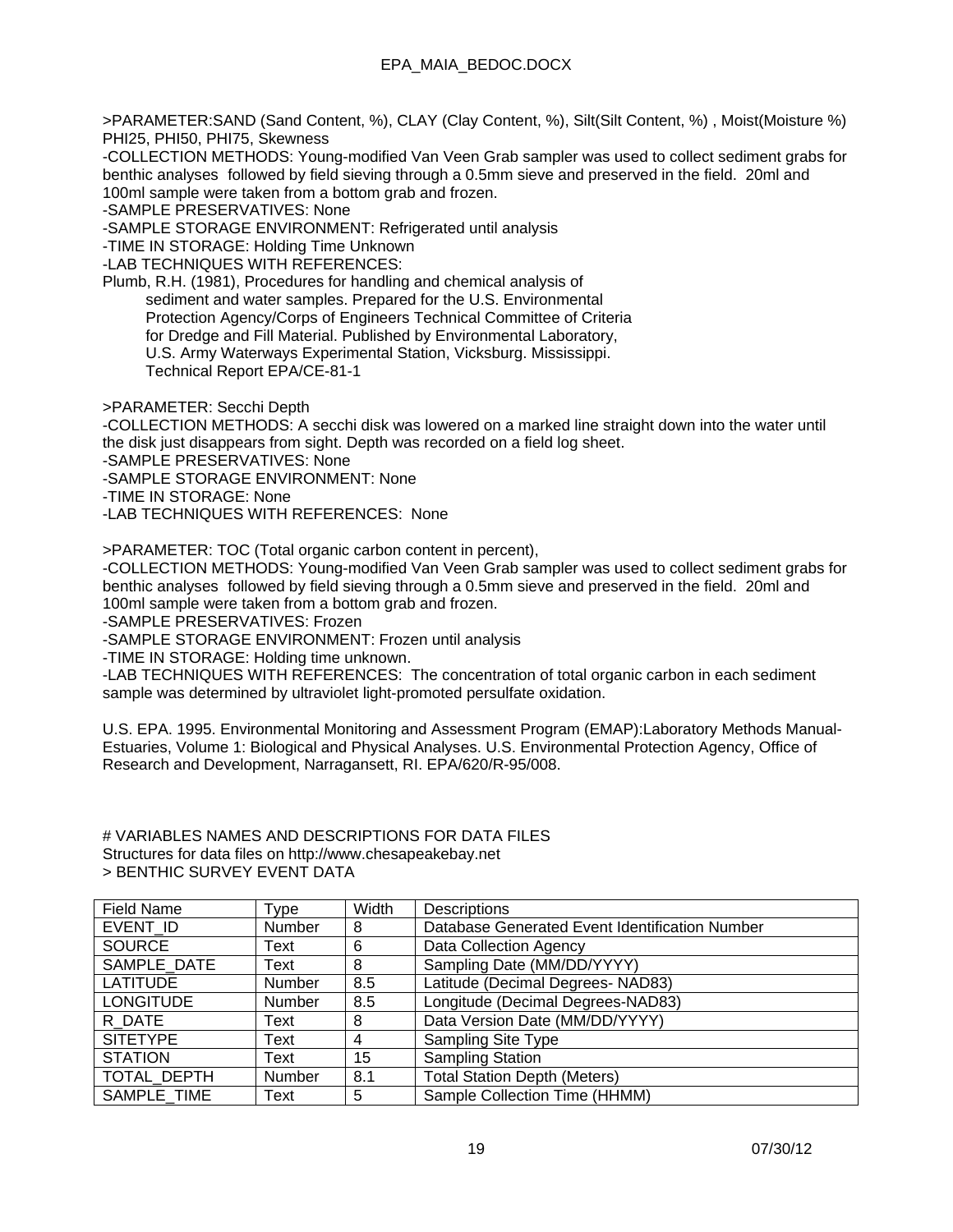>PARAMETER:SAND (Sand Content, %), CLAY (Clay Content, %), Silt(Silt Content, %) , Moist(Moisture %) PHI25, PHI50, PHI75, Skewness
-COLLECTION METHODS: Young-modified Van Veen Grab sampler was used to collect sediment grabs for benthic analyses followed by field sieving through a 0.5mm sieve and preserved in the field. 20ml and 100ml sample were taken from a bottom grab and frozen.
-SAMPLE PRESERVATIVES: None
-SAMPLE STORAGE ENVIRONMENT: Refrigerated until analysis
-TIME IN STORAGE: Holding Time Unknown
-LAB TECHNIQUES WITH REFERENCES:
Plumb, R.H. (1981), Procedures for handling and chemical analysis of
  sediment and water samples. Prepared for the U.S. Environmental
  Protection Agency/Corps of Engineers Technical Committee of Criteria
  for Dredge and Fill Material. Published by Environmental Laboratory,
  U.S. Army Waterways Experimental Station, Vicksburg. Mississippi.
  Technical Report EPA/CE-81-1

>PARAMETER: Secchi Depth
-COLLECTION METHODS: A secchi disk was lowered on a marked line straight down into the water until the disk just disappears from sight. Depth was recorded on a field log sheet.
-SAMPLE PRESERVATIVES: None
-SAMPLE STORAGE ENVIRONMENT: None
-TIME IN STORAGE: None
-LAB TECHNIQUES WITH REFERENCES: None

>PARAMETER: TOC (Total organic carbon content in percent),
-COLLECTION METHODS: Young-modified Van Veen Grab sampler was used to collect sediment grabs for benthic analyses followed by field sieving through a 0.5mm sieve and preserved in the field. 20ml and 100ml sample were taken from a bottom grab and frozen.
-SAMPLE PRESERVATIVES: Frozen
-SAMPLE STORAGE ENVIRONMENT: Frozen until analysis
-TIME IN STORAGE: Holding time unknown.
-LAB TECHNIQUES WITH REFERENCES: The concentration of total organic carbon in each sediment sample was determined by ultraviolet light-promoted persulfate oxidation.

U.S. EPA. 1995. Environmental Monitoring and Assessment Program (EMAP):Laboratory Methods Manual-Estuaries, Volume 1: Biological and Physical Analyses. U.S. Environmental Protection Agency, Office of Research and Development, Narragansett, RI. EPA/620/R-95/008.

# VARIABLES NAMES AND DESCRIPTIONS FOR DATA FILES
Structures for data files on http://www.chesapeakebay.net
> BENTHIC SURVEY EVENT DATA

| Field Name | Type | Width | Descriptions |
|---|---|---|---|
| EVENT_ID | Number | 8 | Database Generated Event Identification Number |
| SOURCE | Text | 6 | Data Collection Agency |
| SAMPLE_DATE | Text | 8 | Sampling Date (MM/DD/YYYY) |
| LATITUDE | Number | 8.5 | Latitude (Decimal Degrees- NAD83) |
| LONGITUDE | Number | 8.5 | Longitude (Decimal Degrees-NAD83) |
| R_DATE | Text | 8 | Data Version Date (MM/DD/YYYY) |
| SITETYPE | Text | 4 | Sampling Site Type |
| STATION | Text | 15 | Sampling Station |
| TOTAL_DEPTH | Number | 8.1 | Total Station Depth (Meters) |
| SAMPLE_TIME | Text | 5 | Sample Collection Time (HHMM) |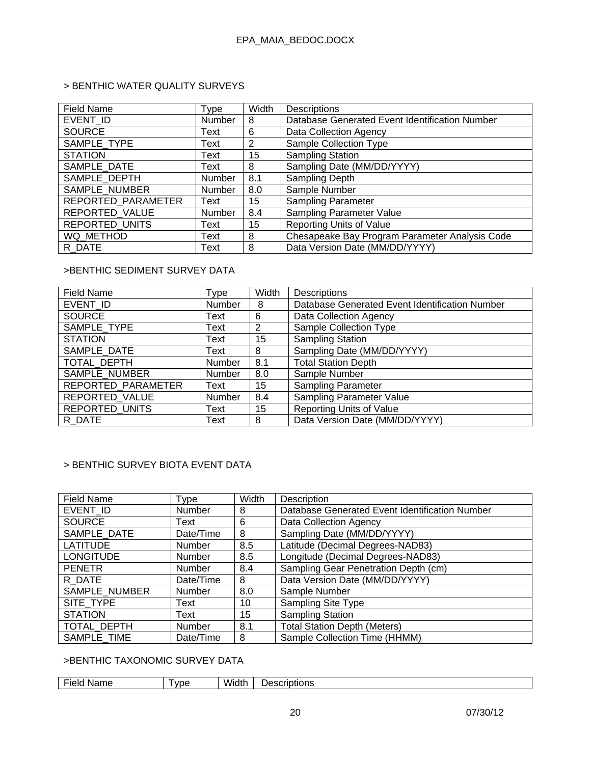> BENTHIC WATER QUALITY SURVEYS

| Field Name | Type | Width | Descriptions |
|---|---|---|---|
| EVENT_ID | Number | 8 | Database Generated Event Identification Number |
| SOURCE | Text | 6 | Data Collection Agency |
| SAMPLE_TYPE | Text | 2 | Sample Collection Type |
| STATION | Text | 15 | Sampling Station |
| SAMPLE_DATE | Text | 8 | Sampling Date (MM/DD/YYYY) |
| SAMPLE_DEPTH | Number | 8.1 | Sampling Depth |
| SAMPLE_NUMBER | Number | 8.0 | Sample Number |
| REPORTED_PARAMETER | Text | 15 | Sampling Parameter |
| REPORTED_VALUE | Number | 8.4 | Sampling Parameter Value |
| REPORTED_UNITS | Text | 15 | Reporting Units of Value |
| WQ_METHOD | Text | 8 | Chesapeake Bay Program Parameter Analysis Code |
| R_DATE | Text | 8 | Data Version Date (MM/DD/YYYY) |

>BENTHIC SEDIMENT SURVEY DATA

| Field Name | Type | Width | Descriptions |
|---|---|---|---|
| EVENT_ID | Number | 8 | Database Generated Event Identification Number |
| SOURCE | Text | 6 | Data Collection Agency |
| SAMPLE_TYPE | Text | 2 | Sample Collection Type |
| STATION | Text | 15 | Sampling Station |
| SAMPLE_DATE | Text | 8 | Sampling Date (MM/DD/YYYY) |
| TOTAL_DEPTH | Number | 8.1 | Total Station Depth |
| SAMPLE_NUMBER | Number | 8.0 | Sample Number |
| REPORTED_PARAMETER | Text | 15 | Sampling Parameter |
| REPORTED_VALUE | Number | 8.4 | Sampling Parameter Value |
| REPORTED_UNITS | Text | 15 | Reporting Units of Value |
| R_DATE | Text | 8 | Data Version Date (MM/DD/YYYY) |

> BENTHIC SURVEY BIOTA EVENT DATA

| Field Name | Type | Width | Description |
|---|---|---|---|
| EVENT_ID | Number | 8 | Database Generated Event Identification Number |
| SOURCE | Text | 6 | Data Collection Agency |
| SAMPLE_DATE | Date/Time | 8 | Sampling Date (MM/DD/YYYY) |
| LATITUDE | Number | 8.5 | Latitude (Decimal Degrees-NAD83) |
| LONGITUDE | Number | 8.5 | Longitude (Decimal Degrees-NAD83) |
| PENETR | Number | 8.4 | Sampling Gear Penetration Depth (cm) |
| R_DATE | Date/Time | 8 | Data Version Date (MM/DD/YYYY) |
| SAMPLE_NUMBER | Number | 8.0 | Sample Number |
| SITE_TYPE | Text | 10 | Sampling Site Type |
| STATION | Text | 15 | Sampling Station |
| TOTAL_DEPTH | Number | 8.1 | Total Station Depth (Meters) |
| SAMPLE_TIME | Date/Time | 8 | Sample Collection Time (HHMM) |

>BENTHIC TAXONOMIC SURVEY DATA

| Field Name | Type | Width | Descriptions |
|---|---|---|---|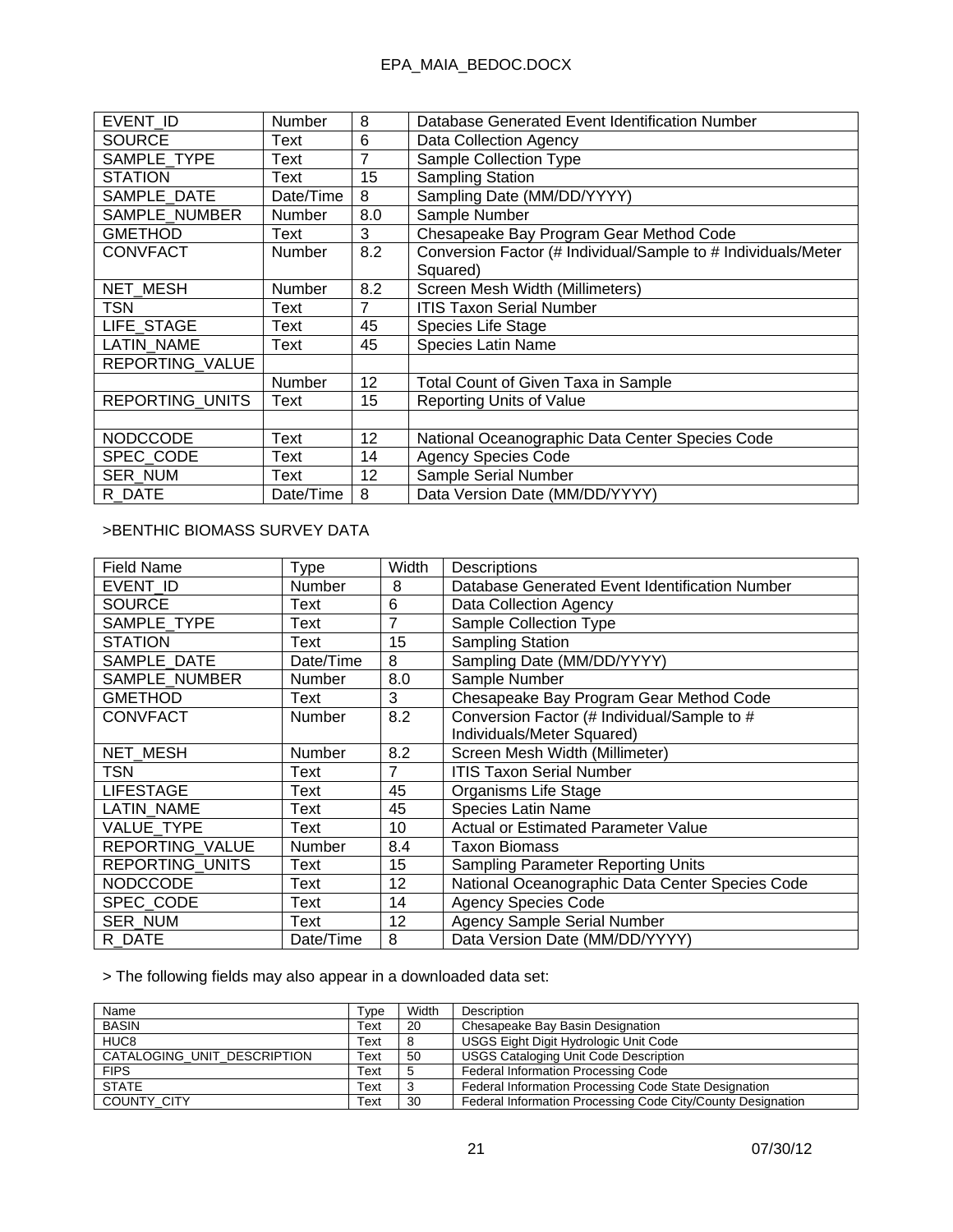| EVENT_ID | Number | 8 | Database Generated Event Identification Number |
|---|---|---|---|
| SOURCE | Text | 6 | Data Collection Agency |
| SAMPLE_TYPE | Text | 7 | Sample Collection Type |
| STATION | Text | 15 | Sampling Station |
| SAMPLE_DATE | Date/Time | 8 | Sampling Date (MM/DD/YYYY) |
| SAMPLE_NUMBER | Number | 8.0 | Sample Number |
| GMETHOD | Text | 3 | Chesapeake Bay Program Gear Method Code |
| CONVFACT | Number | 8.2 | Conversion Factor (# Individual/Sample to # Individuals/Meter Squared) |
| NET_MESH | Number | 8.2 | Screen Mesh Width (Millimeters) |
| TSN | Text | 7 | ITIS Taxon Serial Number |
| LIFE_STAGE | Text | 45 | Species Life Stage |
| LATIN_NAME | Text | 45 | Species Latin Name |
| REPORTING_VALUE | | | |
| | Number | 12 | Total Count of Given Taxa in Sample |
| REPORTING_UNITS | Text | 15 | Reporting Units of Value |
| | | | |
| NODCCODE | Text | 12 | National Oceanographic Data Center Species Code |
| SPEC_CODE | Text | 14 | Agency Species Code |
| SER_NUM | Text | 12 | Sample Serial Number |
| R_DATE | Date/Time | 8 | Data Version Date (MM/DD/YYYY) |

>BENTHIC BIOMASS SURVEY DATA

| Field Name | Type | Width | Descriptions |
|---|---|---|---|
| EVENT_ID | Number | 8 | Database Generated Event Identification Number |
| SOURCE | Text | 6 | Data Collection Agency |
| SAMPLE_TYPE | Text | 7 | Sample Collection Type |
| STATION | Text | 15 | Sampling Station |
| SAMPLE_DATE | Date/Time | 8 | Sampling Date (MM/DD/YYYY) |
| SAMPLE_NUMBER | Number | 8.0 | Sample Number |
| GMETHOD | Text | 3 | Chesapeake Bay Program Gear Method Code |
| CONVFACT | Number | 8.2 | Conversion Factor (# Individual/Sample to # Individuals/Meter Squared) |
| NET_MESH | Number | 8.2 | Screen Mesh Width (Millimeter) |
| TSN | Text | 7 | ITIS Taxon Serial Number |
| LIFESTAGE | Text | 45 | Organisms Life Stage |
| LATIN_NAME | Text | 45 | Species Latin Name |
| VALUE_TYPE | Text | 10 | Actual or Estimated Parameter Value |
| REPORTING_VALUE | Number | 8.4 | Taxon Biomass |
| REPORTING_UNITS | Text | 15 | Sampling Parameter Reporting Units |
| NODCCODE | Text | 12 | National Oceanographic Data Center Species Code |
| SPEC_CODE | Text | 14 | Agency Species Code |
| SER_NUM | Text | 12 | Agency Sample Serial Number |
| R_DATE | Date/Time | 8 | Data Version Date (MM/DD/YYYY) |

> The following fields may also appear in a downloaded data set:

| Name | Type | Width | Description |
|---|---|---|---|
| BASIN | Text | 20 | Chesapeake Bay Basin Designation |
| HUC8 | Text | 8 | USGS Eight Digit Hydrologic Unit Code |
| CATALOGING_UNIT_DESCRIPTION | Text | 50 | USGS Cataloging Unit Code Description |
| FIPS | Text | 5 | Federal Information Processing Code |
| STATE | Text | 3 | Federal Information Processing Code State Designation |
| COUNTY_CITY | Text | 30 | Federal Information Processing Code City/County Designation |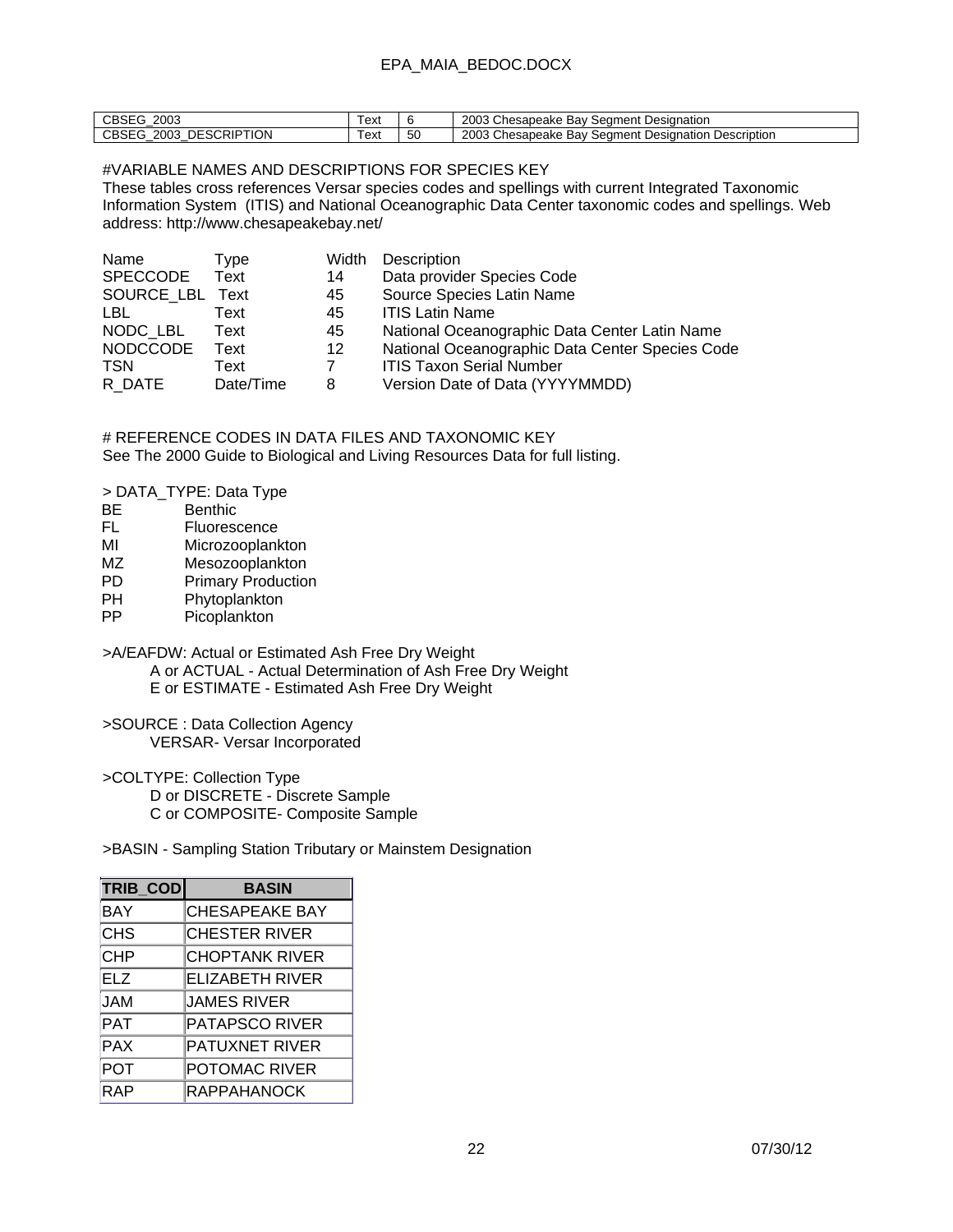| CBSEG_2003 | Text | 6 | 2003 Chesapeake Bay Segment Designation |
|---|---|---|---|
| CBSEG_2003_DESCRIPTION | Text | 50 | 2003 Chesapeake Bay Segment Designation Description |

#VARIABLE NAMES AND DESCRIPTIONS FOR SPECIES KEY

These tables cross references Versar species codes and spellings with current Integrated Taxonomic Information System (ITIS) and National Oceanographic Data Center taxonomic codes and spellings. Web address: http://www.chesapeakebay.net/

| Name | Type | Width | Description |
|---|---|---|---|
| SPECCODE | Text | 14 | Data provider Species Code |
| SOURCE_LBL | Text | 45 | Source Species Latin Name |
| LBL | Text | 45 | ITIS Latin Name |
| NODC_LBL | Text | 45 | National Oceanographic Data Center Latin Name |
| NODCCODE | Text | 12 | National Oceanographic Data Center Species Code |
| TSN | Text | 7 | ITIS Taxon Serial Number |
| R_DATE | Date/Time | 8 | Version Date of Data (YYYYMMDD) |

# REFERENCE CODES IN DATA FILES AND TAXONOMIC KEY

See The 2000 Guide to Biological and Living Resources Data for full listing.

> DATA_TYPE: Data Type

BE Benthic
FL Fluorescence
MI Microzooplankton
MZ Mesozooplankton
PD Primary Production
PH Phytoplankton
PP Picoplankton

>A/EAFDW: Actual or Estimated Ash Free Dry Weight

A or ACTUAL - Actual Determination of Ash Free Dry Weight
E or ESTIMATE - Estimated Ash Free Dry Weight

>SOURCE : Data Collection Agency

VERSAR- Versar Incorporated

>COLTYPE: Collection Type

D or DISCRETE - Discrete Sample
C or COMPOSITE- Composite Sample

>BASIN - Sampling Station Tributary or Mainstem Designation

| TRIB_COD | BASIN |
|---|---|
| BAY | CHESAPEAKE BAY |
| CHS | CHESTER RIVER |
| CHP | CHOPTANK RIVER |
| ELZ | ELIZABETH RIVER |
| JAM | JAMES RIVER |
| PAT | PATAPSCO RIVER |
| PAX | PATUXNET RIVER |
| POT | POTOMAC RIVER |
| RAP | RAPPAHANOCK |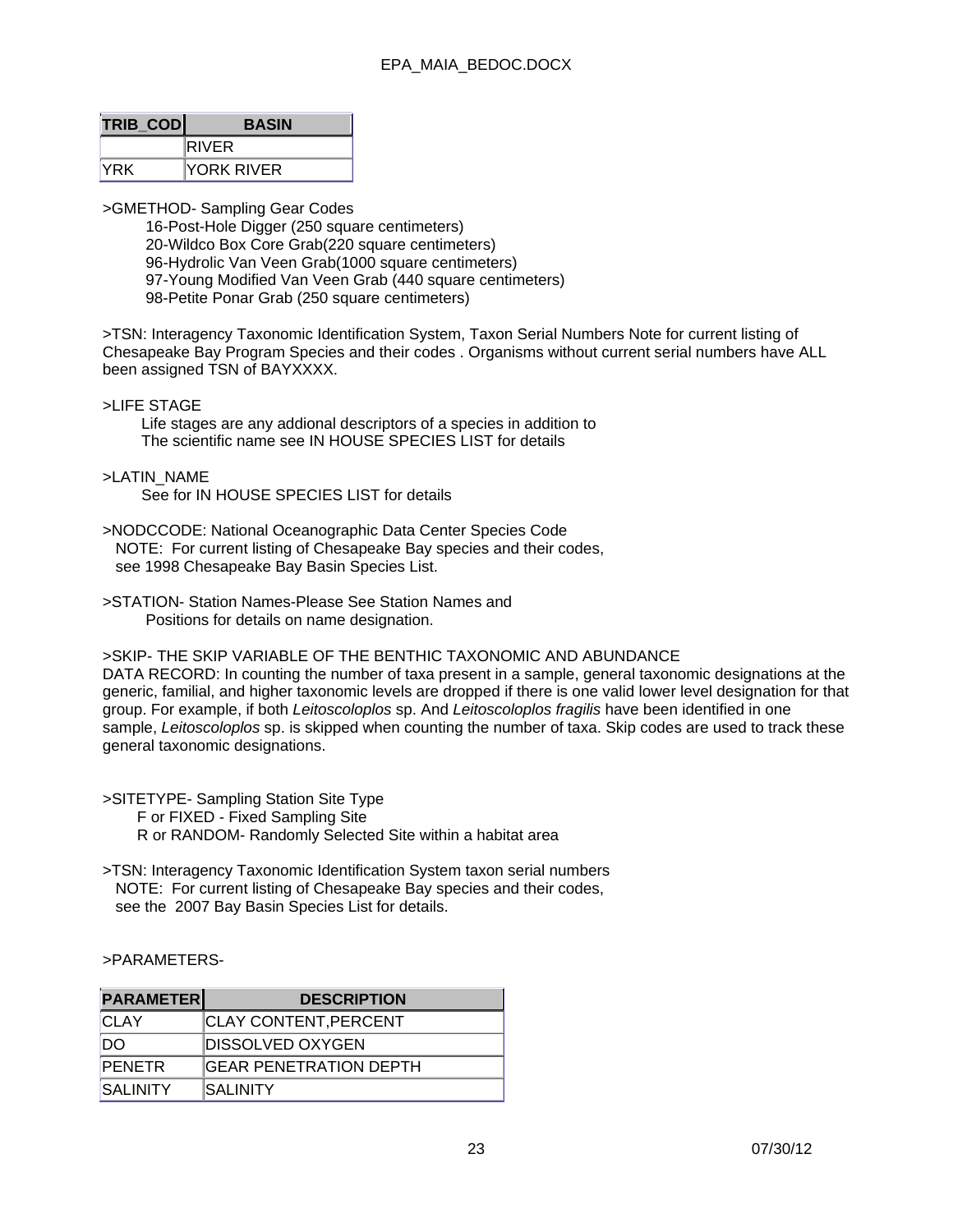| TRIB_COD | BASIN |
|---|---|
| | RIVER |
| YRK | YORK RIVER |

>GMETHOD- Sampling Gear Codes

16-Post-Hole Digger (250 square centimeters)
20-Wildco Box Core Grab(220 square centimeters)
96-Hydrolic Van Veen Grab(1000 square centimeters)
97-Young Modified Van Veen Grab (440 square centimeters)
98-Petite Ponar Grab (250 square centimeters)

>TSN: Interagency Taxonomic Identification System, Taxon Serial Numbers Note for current listing of Chesapeake Bay Program Species and their codes . Organisms without current serial numbers have ALL been assigned TSN of BAYXXXX.

>LIFE STAGE

Life stages are any addional descriptors of a species in addition to
The scientific name see IN HOUSE SPECIES LIST for details

>LATIN_NAME

See for IN HOUSE SPECIES LIST for details

>NODCCODE: National Oceanographic Data Center Species Code
NOTE: For current listing of Chesapeake Bay species and their codes,
see 1998 Chesapeake Bay Basin Species List.

>STATION- Station Names-Please See Station Names and
Positions for details on name designation.

>SKIP- THE SKIP VARIABLE OF THE BENTHIC TAXONOMIC AND ABUNDANCE DATA RECORD: In counting the number of taxa present in a sample, general taxonomic designations at the generic, familial, and higher taxonomic levels are dropped if there is one valid lower level designation for that group. For example, if both *Leitoscoloplos* sp. And *Leitoscoloplos fragilis* have been identified in one sample, *Leitoscoloplos* sp. is skipped when counting the number of taxa. Skip codes are used to track these general taxonomic designations.

>SITETYPE- Sampling Station Site Type

F or FIXED - Fixed Sampling Site
R or RANDOM- Randomly Selected Site within a habitat area

>TSN: Interagency Taxonomic Identification System taxon serial numbers
NOTE: For current listing of Chesapeake Bay species and their codes,
see the 2007 Bay Basin Species List for details.

>PARAMETERS-

| PARAMETER | DESCRIPTION |
|---|---|
| CLAY | CLAY CONTENT,PERCENT |
| DO | DISSOLVED OXYGEN |
| PENETR | GEAR PENETRATION DEPTH |
| SALINITY | SALINITY |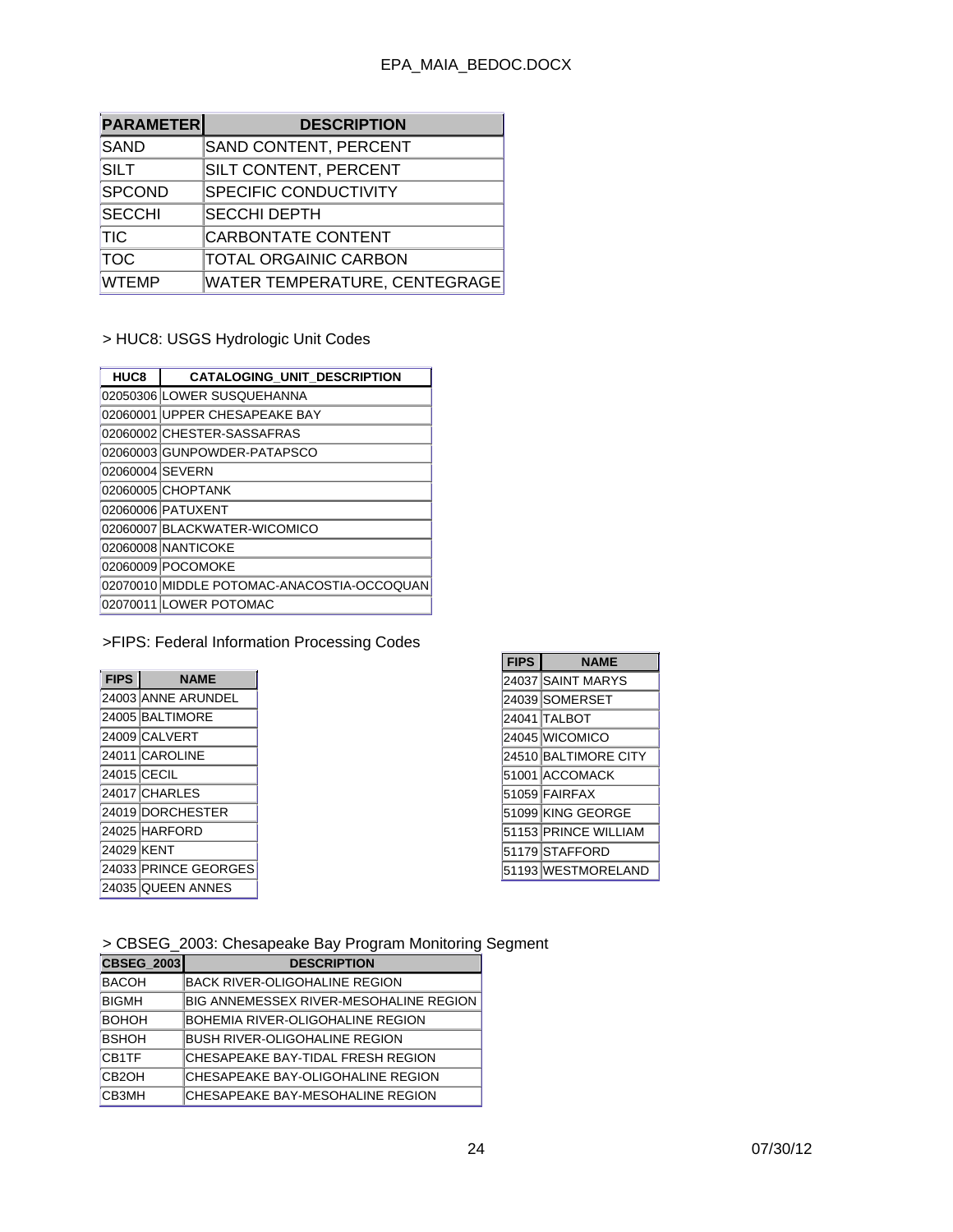| PARAMETER | DESCRIPTION |
| --- | --- |
| SAND | SAND CONTENT, PERCENT |
| SILT | SILT CONTENT, PERCENT |
| SPCOND | SPECIFIC CONDUCTIVITY |
| SECCHI | SECCHI DEPTH |
| TIC | CARBONTATE CONTENT |
| TOC | TOTAL ORGAINIC CARBON |
| WTEMP | WATER TEMPERATURE, CENTEGRAGE |

> HUC8: USGS Hydrologic Unit Codes

| HUC8 | CATALOGING_UNIT_DESCRIPTION |
| --- | --- |
| 02050306 | LOWER SUSQUEHANNA |
| 02060001 | UPPER CHESAPEAKE BAY |
| 02060002 | CHESTER-SASSAFRAS |
| 02060003 | GUNPOWDER-PATAPSCO |
| 02060004 | SEVERN |
| 02060005 | CHOPTANK |
| 02060006 | PATUXENT |
| 02060007 | BLACKWATER-WICOMICO |
| 02060008 | NANTICOKE |
| 02060009 | POCOMOKE |
| 02070010 | MIDDLE POTOMAC-ANACOSTIA-OCCOQUAN |
| 02070011 | LOWER POTOMAC |

>FIPS: Federal Information Processing Codes

| FIPS | NAME |
| --- | --- |
| 24003 | ANNE ARUNDEL |
| 24005 | BALTIMORE |
| 24009 | CALVERT |
| 24011 | CAROLINE |
| 24015 | CECIL |
| 24017 | CHARLES |
| 24019 | DORCHESTER |
| 24025 | HARFORD |
| 24029 | KENT |
| 24033 | PRINCE GEORGES |
| 24035 | QUEEN ANNES |
| 24037 | SAINT MARYS |
| 24039 | SOMERSET |
| 24041 | TALBOT |
| 24045 | WICOMICO |
| 24510 | BALTIMORE CITY |
| 51001 | ACCOMACK |
| 51059 | FAIRFAX |
| 51099 | KING GEORGE |
| 51153 | PRINCE WILLIAM |
| 51179 | STAFFORD |
| 51193 | WESTMORELAND |

> CBSEG_2003: Chesapeake Bay Program Monitoring Segment

| CBSEG_2003 | DESCRIPTION |
| --- | --- |
| BACOH | BACK RIVER-OLIGOHALINE REGION |
| BIGMH | BIG ANNEMESSEX RIVER-MESOHALINE REGION |
| BOHOH | BOHEMIA RIVER-OLIGOHALINE REGION |
| BSHOH | BUSH RIVER-OLIGOHALINE REGION |
| CB1TF | CHESAPEAKE BAY-TIDAL FRESH REGION |
| CB2OH | CHESAPEAKE BAY-OLIGOHALINE REGION |
| CB3MH | CHESAPEAKE BAY-MESOHALINE REGION |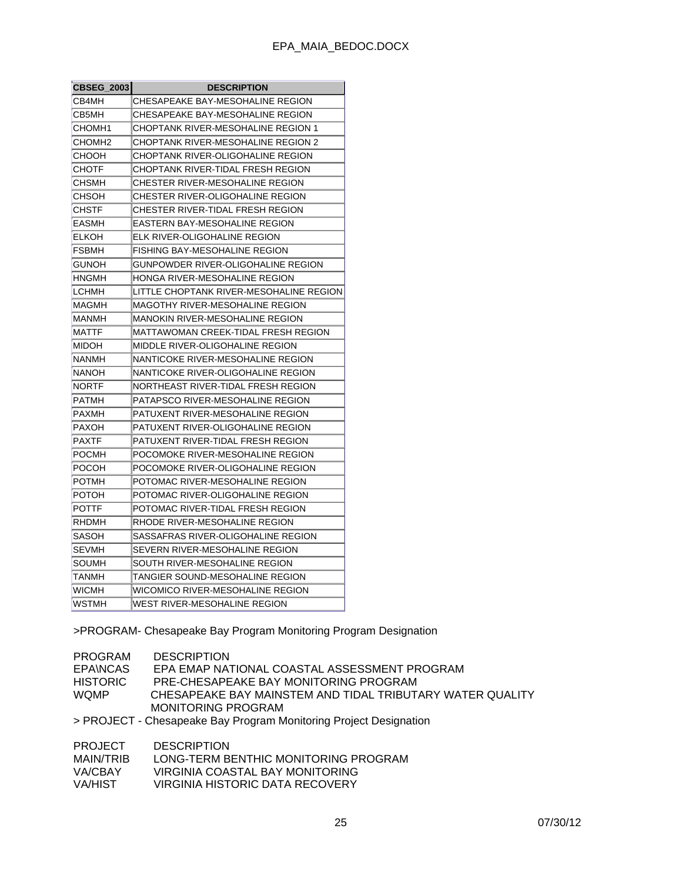| CBSEG_2003 | DESCRIPTION |
|---|---|
| CB4MH | CHESAPEAKE BAY-MESOHALINE REGION |
| CB5MH | CHESAPEAKE BAY-MESOHALINE REGION |
| CHOMH1 | CHOPTANK RIVER-MESOHALINE REGION 1 |
| CHOMH2 | CHOPTANK RIVER-MESOHALINE REGION 2 |
| CHOOH | CHOPTANK RIVER-OLIGOHALINE REGION |
| CHOTF | CHOPTANK RIVER-TIDAL FRESH REGION |
| CHSMH | CHESTER RIVER-MESOHALINE REGION |
| CHSOH | CHESTER RIVER-OLIGOHALINE REGION |
| CHSTF | CHESTER RIVER-TIDAL FRESH REGION |
| EASMH | EASTERN BAY-MESOHALINE REGION |
| ELKOH | ELK RIVER-OLIGOHALINE REGION |
| FSBMH | FISHING BAY-MESOHALINE REGION |
| GUNOH | GUNPOWDER RIVER-OLIGOHALINE REGION |
| HNGMH | HONGA RIVER-MESOHALINE REGION |
| LCHMH | LITTLE CHOPTANK RIVER-MESOHALINE REGION |
| MAGMH | MAGOTHY RIVER-MESOHALINE REGION |
| MANMH | MANOKIN RIVER-MESOHALINE REGION |
| MATTF | MATTAWOMAN CREEK-TIDAL FRESH REGION |
| MIDOH | MIDDLE RIVER-OLIGOHALINE REGION |
| NANMH | NANTICOKE RIVER-MESOHALINE REGION |
| NANOH | NANTICOKE RIVER-OLIGOHALINE REGION |
| NORTF | NORTHEAST RIVER-TIDAL FRESH REGION |
| PATMH | PATAPSCO RIVER-MESOHALINE REGION |
| PAXMH | PATUXENT RIVER-MESOHALINE REGION |
| PAXOH | PATUXENT RIVER-OLIGOHALINE REGION |
| PAXTF | PATUXENT RIVER-TIDAL FRESH REGION |
| POCMH | POCOMOKE RIVER-MESOHALINE REGION |
| POCOH | POCOMOKE RIVER-OLIGOHALINE REGION |
| POTMH | POTOMAC RIVER-MESOHALINE REGION |
| POTOH | POTOMAC RIVER-OLIGOHALINE REGION |
| POTTF | POTOMAC RIVER-TIDAL FRESH REGION |
| RHDMH | RHODE RIVER-MESOHALINE REGION |
| SASOH | SASSAFRAS RIVER-OLIGOHALINE REGION |
| SEVMH | SEVERN RIVER-MESOHALINE REGION |
| SOUMH | SOUTH RIVER-MESOHALINE REGION |
| TANMH | TANGIER SOUND-MESOHALINE REGION |
| WICMH | WICOMICO RIVER-MESOHALINE REGION |
| WSTMH | WEST RIVER-MESOHALINE REGION |

>PROGRAM- Chesapeake Bay Program Monitoring Program Designation

| PROGRAM | DESCRIPTION |
|---|---|
| EPA\NCAS | EPA EMAP NATIONAL COASTAL ASSESSMENT PROGRAM |
| HISTORIC | PRE-CHESAPEAKE BAY MONITORING PROGRAM |
| WQMP | CHESAPEAKE BAY MAINSTEM AND TIDAL TRIBUTARY WATER QUALITY MONITORING PROGRAM |

> PROJECT - Chesapeake Bay Program Monitoring Project Designation

| PROJECT | DESCRIPTION |
|---|---|
| MAIN/TRIB | LONG-TERM BENTHIC MONITORING PROGRAM |
| VA/CBAY | VIRGINIA COASTAL BAY MONITORING |
| VA/HIST | VIRGINIA HISTORIC DATA RECOVERY |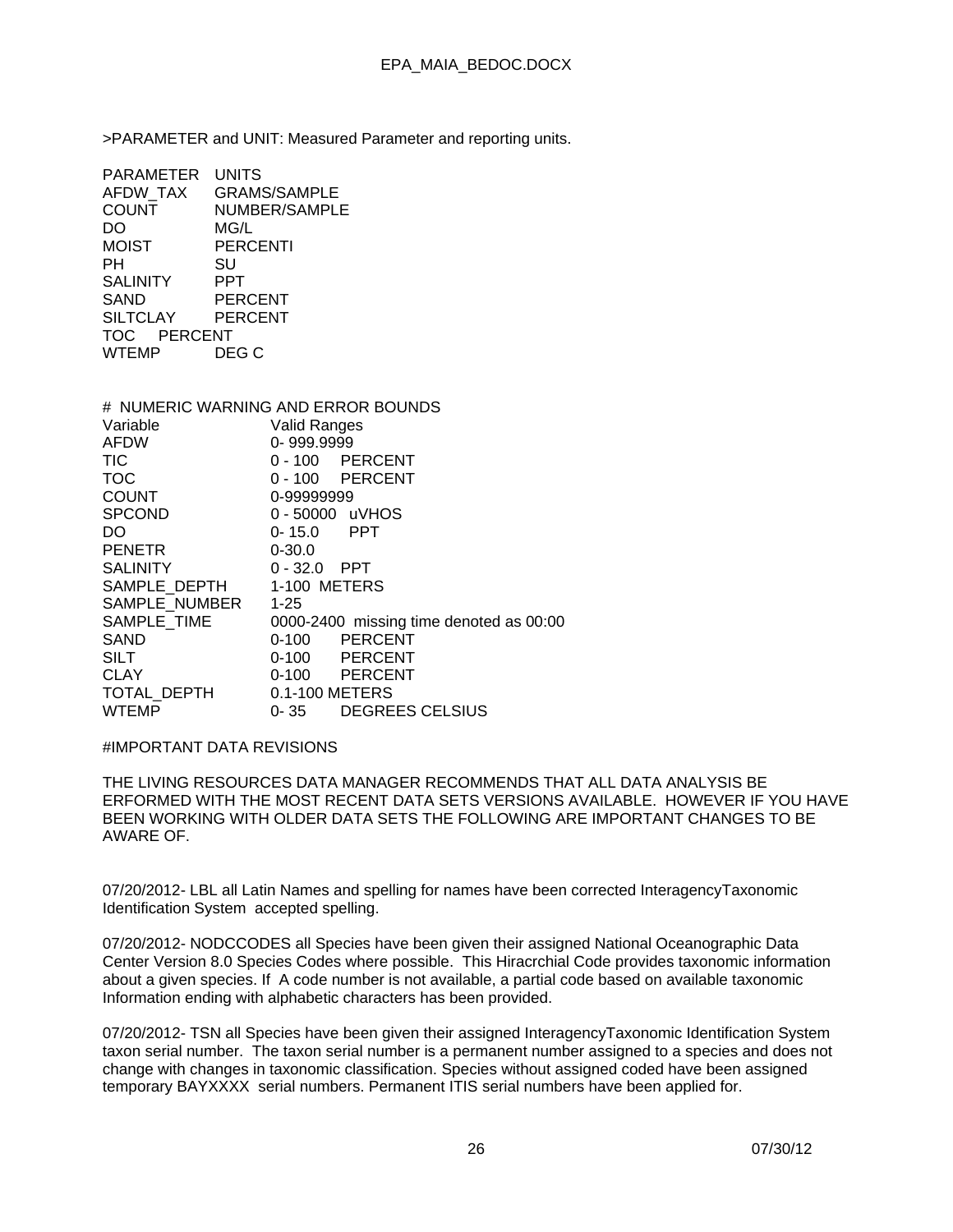>PARAMETER and UNIT: Measured Parameter and reporting units.

| PARAMETER | UNITS |
|---|---|
| AFDW_TAX | GRAMS/SAMPLE |
| COUNT | NUMBER/SAMPLE |
| DO | MG/L |
| MOIST | PERCENTI |
| PH | SU |
| SALINITY | PPT |
| SAND | PERCENT |
| SILTCLAY | PERCENT |
| TOC | PERCENT |
| WTEMP | DEG C |

# NUMERIC WARNING AND ERROR BOUNDS

| Variable | Valid Ranges |
|---|---|
| AFDW | 0- 999.9999 |
| TIC | 0 - 100 PERCENT |
| TOC | 0 - 100 PERCENT |
| COUNT | 0-99999999 |
| SPCOND | 0 - 50000 uVHOS |
| DO | 0- 15.0 PPT |
| PENETR | 0-30.0 |
| SALINITY | 0 - 32.0 PPT |
| SAMPLE_DEPTH | 1-100 METERS |
| SAMPLE_NUMBER | 1-25 |
| SAMPLE_TIME | 0000-2400 missing time denoted as 00:00 |
| SAND | 0-100 PERCENT |
| SILT | 0-100 PERCENT |
| CLAY | 0-100 PERCENT |
| TOTAL_DEPTH | 0.1-100 METERS |
| WTEMP | 0- 35 DEGREES CELSIUS |

#IMPORTANT DATA REVISIONS

THE LIVING RESOURCES DATA MANAGER RECOMMENDS THAT ALL DATA ANALYSIS BE ERFORMED WITH THE MOST RECENT DATA SETS VERSIONS AVAILABLE. HOWEVER IF YOU HAVE BEEN WORKING WITH OLDER DATA SETS THE FOLLOWING ARE IMPORTANT CHANGES TO BE AWARE OF.

07/20/2012- LBL all Latin Names and spelling for names have been corrected InteragencyTaxonomic Identification System accepted spelling.

07/20/2012- NODCCODES all Species have been given their assigned National Oceanographic Data Center Version 8.0 Species Codes where possible. This Hiracrchial Code provides taxonomic information about a given species. If A code number is not available, a partial code based on available taxonomic Information ending with alphabetic characters has been provided.

07/20/2012- TSN all Species have been given their assigned InteragencyTaxonomic Identification System taxon serial number. The taxon serial number is a permanent number assigned to a species and does not change with changes in taxonomic classification. Species without assigned coded have been assigned temporary BAYXXXX serial numbers. Permanent ITIS serial numbers have been applied for.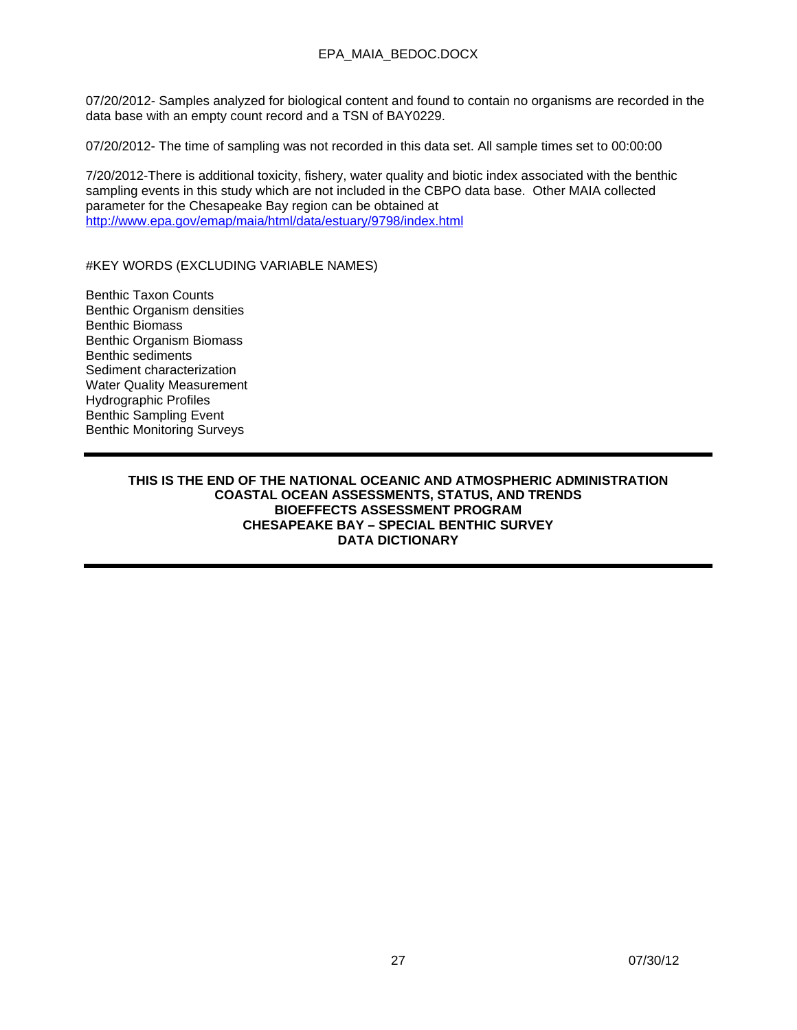07/20/2012- Samples analyzed for biological content and found to contain no organisms are recorded in the data base with an empty count record and a TSN of BAY0229.

07/20/2012- The time of sampling was not recorded in this data set. All sample times set to 00:00:00

7/20/2012-There is additional toxicity, fishery, water quality and biotic index associated with the benthic sampling events in this study which are not included in the CBPO data base. Other MAIA collected parameter for the Chesapeake Bay region can be obtained at http://www.epa.gov/emap/maia/html/data/estuary/9798/index.html

#KEY WORDS (EXCLUDING VARIABLE NAMES)

Benthic Taxon Counts
Benthic Organism densities
Benthic Biomass
Benthic Organism Biomass
Benthic sediments
Sediment characterization
Water Quality Measurement
Hydrographic Profiles
Benthic Sampling Event
Benthic Monitoring Surveys

---

**THIS IS THE END OF THE NATIONAL OCEANIC AND ATMOSPHERIC ADMINISTRATION COASTAL OCEAN ASSESSMENTS, STATUS, AND TRENDS BIOEFFECTS ASSESSMENT PROGRAM CHESAPEAKE BAY – SPECIAL BENTHIC SURVEY DATA DICTIONARY**

---